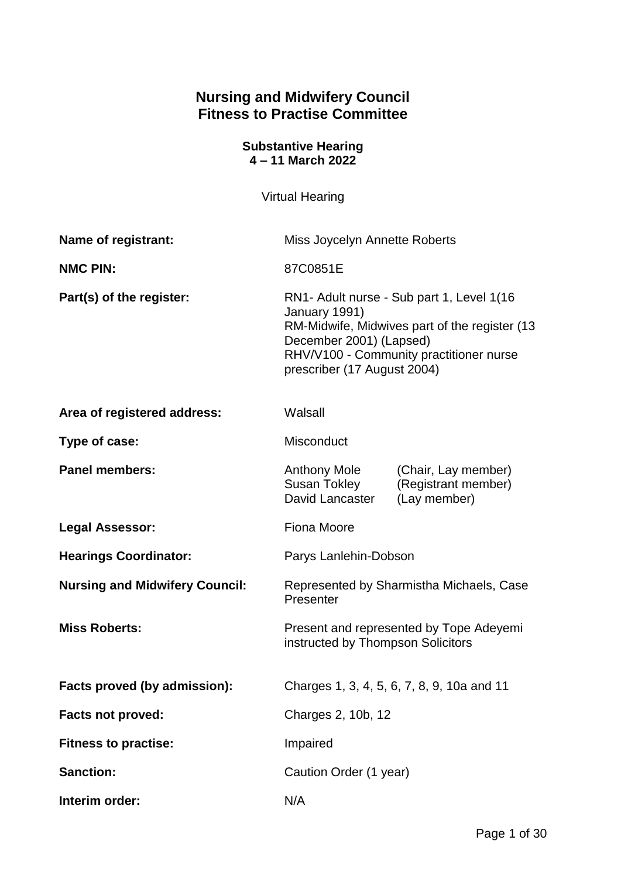# Nursing and Midwifery Council
# Fitness to Practise Committee

**Substantive Hearing**
**4 – 11 March 2022**

Virtual Hearing

| | |
|---|---|
| **Name of registrant:** | Miss Joycelyn Annette Roberts |
| **NMC PIN:** | 87C0851E |
| **Part(s) of the register:** | RN1- Adult nurse - Sub part 1, Level 1(16 January 1991)<br>RM-Midwife, Midwives part of the register (13 December 2001) (Lapsed)<br>RHV/V100 - Community practitioner nurse prescriber (17 August 2004) |
| **Area of registered address:** | Walsall |
| **Type of case:** | Misconduct |
| **Panel members:** | Anthony Mole (Chair, Lay member)<br>Susan Tokley (Registrant member)<br>David Lancaster (Lay member) |
| **Legal Assessor:** | Fiona Moore |
| **Hearings Coordinator:** | Parys Lanlehin-Dobson |
| **Nursing and Midwifery Council:** | Represented by Sharmistha Michaels, Case Presenter |
| **Miss Roberts:** | Present and represented by Tope Adeyemi instructed by Thompson Solicitors |
| **Facts proved (by admission):** | Charges 1, 3, 4, 5, 6, 7, 8, 9, 10a and 11 |
| **Facts not proved:** | Charges 2, 10b, 12 |
| **Fitness to practise:** | Impaired |
| **Sanction:** | Caution Order (1 year) |
| **Interim order:** | N/A |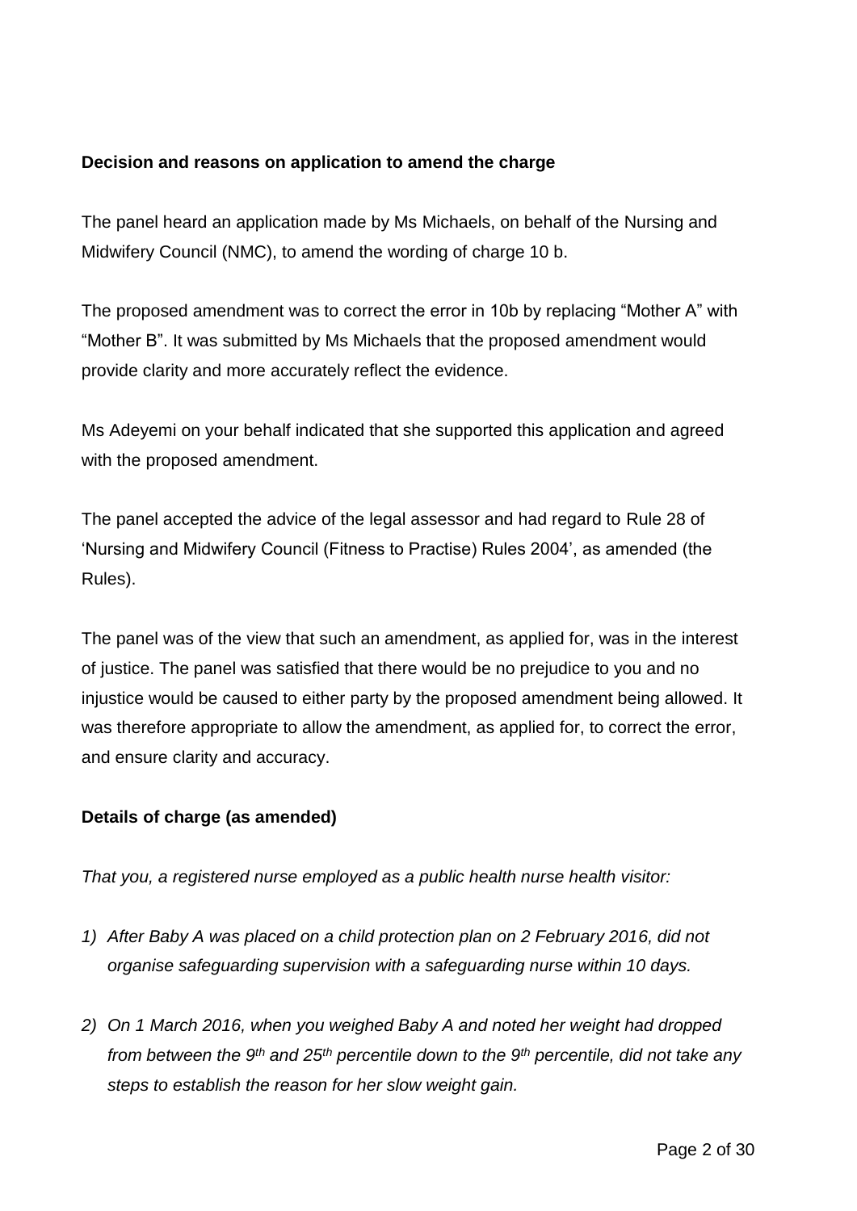**Decision and reasons on application to amend the charge**

The panel heard an application made by Ms Michaels, on behalf of the Nursing and Midwifery Council (NMC), to amend the wording of charge 10 b.

The proposed amendment was to correct the error in 10b by replacing "Mother A" with "Mother B". It was submitted by Ms Michaels that the proposed amendment would provide clarity and more accurately reflect the evidence.

Ms Adeyemi on your behalf indicated that she supported this application and agreed with the proposed amendment.

The panel accepted the advice of the legal assessor and had regard to Rule 28 of 'Nursing and Midwifery Council (Fitness to Practise) Rules 2004', as amended (the Rules).

The panel was of the view that such an amendment, as applied for, was in the interest of justice. The panel was satisfied that there would be no prejudice to you and no injustice would be caused to either party by the proposed amendment being allowed. It was therefore appropriate to allow the amendment, as applied for, to correct the error, and ensure clarity and accuracy.

**Details of charge (as amended)**

*That you, a registered nurse employed as a public health nurse health visitor:*

1) *After Baby A was placed on a child protection plan on 2 February 2016, did not organise safeguarding supervision with a safeguarding nurse within 10 days.*

2) *On 1 March 2016, when you weighed Baby A and noted her weight had dropped from between the 9th and 25th percentile down to the 9th percentile, did not take any steps to establish the reason for her slow weight gain.*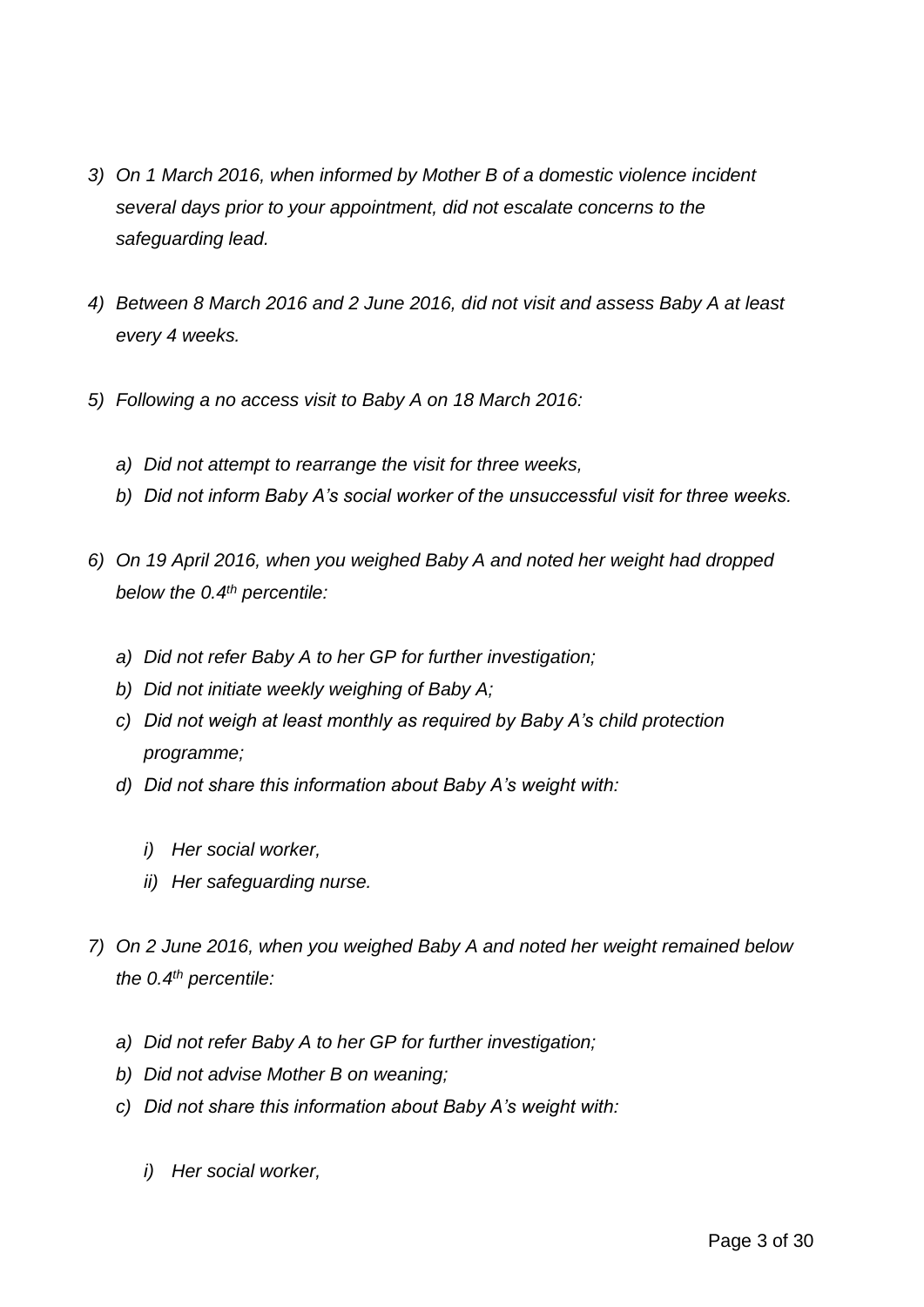3) *On 1 March 2016, when informed by Mother B of a domestic violence incident several days prior to your appointment, did not escalate concerns to the safeguarding lead.*

4) *Between 8 March 2016 and 2 June 2016, did not visit and assess Baby A at least every 4 weeks.*

5) *Following a no access visit to Baby A on 18 March 2016:*

   a) *Did not attempt to rearrange the visit for three weeks,*
   b) *Did not inform Baby A's social worker of the unsuccessful visit for three weeks.*

6) *On 19 April 2016, when you weighed Baby A and noted her weight had dropped below the 0.4$^{th}$ percentile:*

   a) *Did not refer Baby A to her GP for further investigation;*
   b) *Did not initiate weekly weighing of Baby A;*
   c) *Did not weigh at least monthly as required by Baby A's child protection programme;*
   d) *Did not share this information about Baby A's weight with:*

      i) *Her social worker,*
      ii) *Her safeguarding nurse.*

7) *On 2 June 2016, when you weighed Baby A and noted her weight remained below the 0.4$^{th}$ percentile:*

   a) *Did not refer Baby A to her GP for further investigation;*
   b) *Did not advise Mother B on weaning;*
   c) *Did not share this information about Baby A's weight with:*

      i) *Her social worker,*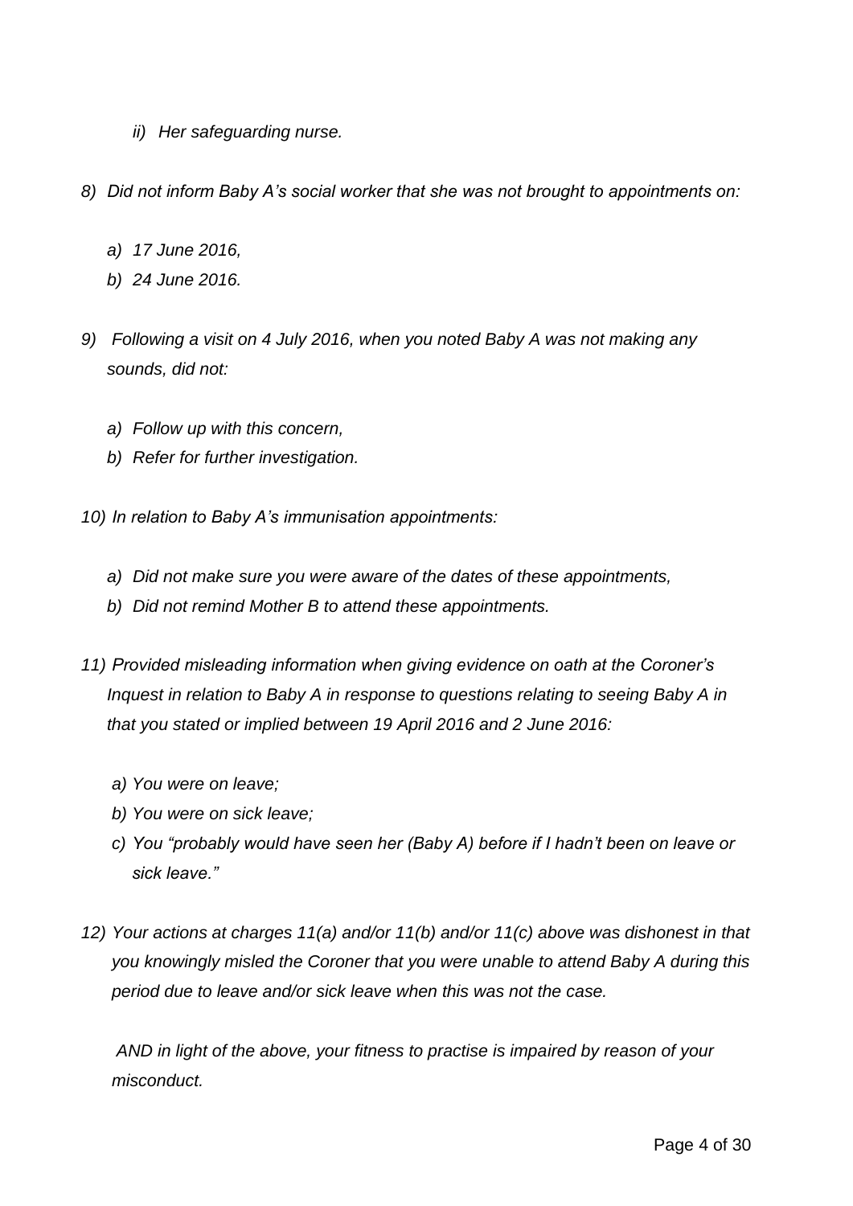*ii) Her safeguarding nurse.*

*8) Did not inform Baby A's social worker that she was not brought to appointments on:*

*a) 17 June 2016,*

*b) 24 June 2016.*

*9) Following a visit on 4 July 2016, when you noted Baby A was not making any sounds, did not:*

*a) Follow up with this concern,*

*b) Refer for further investigation.*

*10) In relation to Baby A's immunisation appointments:*

*a) Did not make sure you were aware of the dates of these appointments,*

*b) Did not remind Mother B to attend these appointments.*

*11) Provided misleading information when giving evidence on oath at the Coroner's Inquest in relation to Baby A in response to questions relating to seeing Baby A in that you stated or implied between 19 April 2016 and 2 June 2016:*

*a) You were on leave;*

*b) You were on sick leave;*

*c) You "probably would have seen her (Baby A) before if I hadn't been on leave or sick leave."*

*12) Your actions at charges 11(a) and/or 11(b) and/or 11(c) above was dishonest in that you knowingly misled the Coroner that you were unable to attend Baby A during this period due to leave and/or sick leave when this was not the case.*

*AND in light of the above, your fitness to practise is impaired by reason of your misconduct.*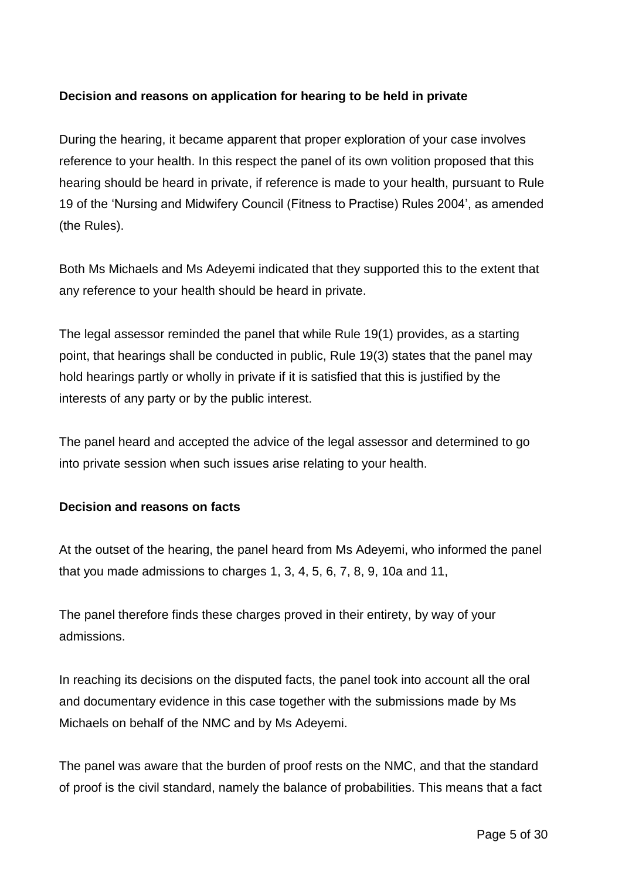**Decision and reasons on application for hearing to be held in private**

During the hearing, it became apparent that proper exploration of your case involves reference to your health. In this respect the panel of its own volition proposed that this hearing should be heard in private, if reference is made to your health, pursuant to Rule 19 of the 'Nursing and Midwifery Council (Fitness to Practise) Rules 2004', as amended (the Rules).

Both Ms Michaels and Ms Adeyemi indicated that they supported this to the extent that any reference to your health should be heard in private.

The legal assessor reminded the panel that while Rule 19(1) provides, as a starting point, that hearings shall be conducted in public, Rule 19(3) states that the panel may hold hearings partly or wholly in private if it is satisfied that this is justified by the interests of any party or by the public interest.

The panel heard and accepted the advice of the legal assessor and determined to go into private session when such issues arise relating to your health.

**Decision and reasons on facts**

At the outset of the hearing, the panel heard from Ms Adeyemi, who informed the panel that you made admissions to charges 1, 3, 4, 5, 6, 7, 8, 9, 10a and 11,

The panel therefore finds these charges proved in their entirety, by way of your admissions.

In reaching its decisions on the disputed facts, the panel took into account all the oral and documentary evidence in this case together with the submissions made by Ms Michaels on behalf of the NMC and by Ms Adeyemi.

The panel was aware that the burden of proof rests on the NMC, and that the standard of proof is the civil standard, namely the balance of probabilities. This means that a fact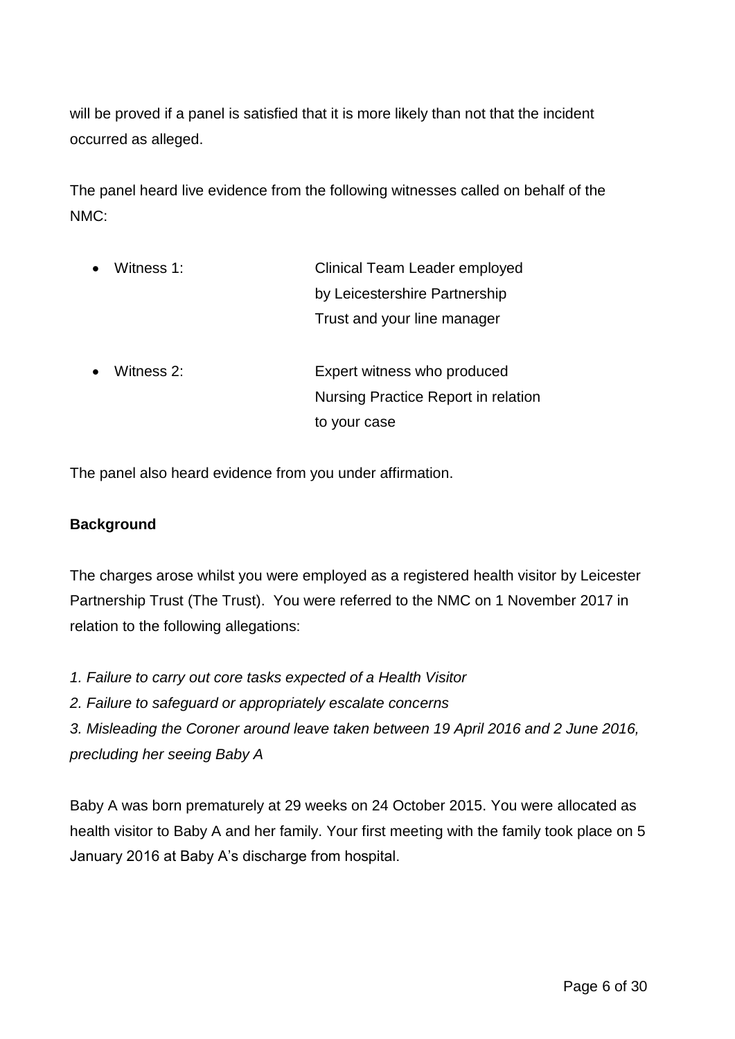will be proved if a panel is satisfied that it is more likely than not that the incident occurred as alleged.

The panel heard live evidence from the following witnesses called on behalf of the NMC:

- Witness 1: Clinical Team Leader employed by Leicestershire Partnership Trust and your line manager
- Witness 2: Expert witness who produced Nursing Practice Report in relation to your case

The panel also heard evidence from you under affirmation.

**Background**

The charges arose whilst you were employed as a registered health visitor by Leicester Partnership Trust (The Trust). You were referred to the NMC on 1 November 2017 in relation to the following allegations:

*1. Failure to carry out core tasks expected of a Health Visitor*
*2. Failure to safeguard or appropriately escalate concerns*
*3. Misleading the Coroner around leave taken between 19 April 2016 and 2 June 2016, precluding her seeing Baby A*

Baby A was born prematurely at 29 weeks on 24 October 2015. You were allocated as health visitor to Baby A and her family. Your first meeting with the family took place on 5 January 2016 at Baby A's discharge from hospital.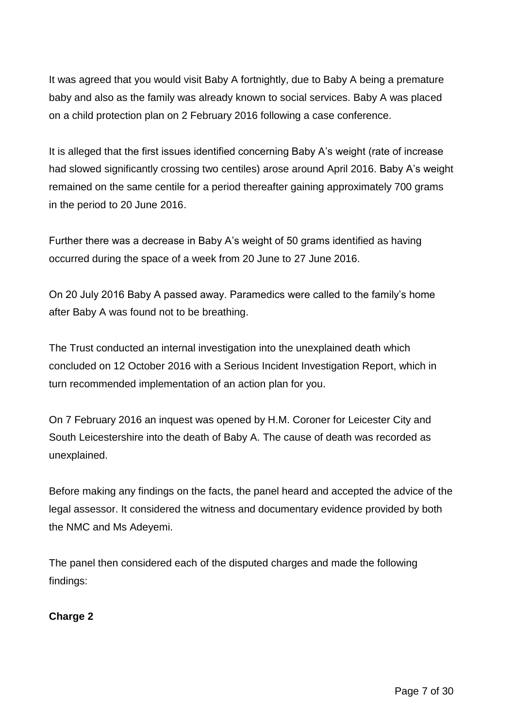It was agreed that you would visit Baby A fortnightly, due to Baby A being a premature baby and also as the family was already known to social services. Baby A was placed on a child protection plan on 2 February 2016 following a case conference.

It is alleged that the first issues identified concerning Baby A's weight (rate of increase had slowed significantly crossing two centiles) arose around April 2016. Baby A's weight remained on the same centile for a period thereafter gaining approximately 700 grams in the period to 20 June 2016.

Further there was a decrease in Baby A's weight of 50 grams identified as having occurred during the space of a week from 20 June to 27 June 2016.

On 20 July 2016 Baby A passed away. Paramedics were called to the family's home after Baby A was found not to be breathing.

The Trust conducted an internal investigation into the unexplained death which concluded on 12 October 2016 with a Serious Incident Investigation Report, which in turn recommended implementation of an action plan for you.

On 7 February 2016 an inquest was opened by H.M. Coroner for Leicester City and South Leicestershire into the death of Baby A. The cause of death was recorded as unexplained.

Before making any findings on the facts, the panel heard and accepted the advice of the legal assessor. It considered the witness and documentary evidence provided by both the NMC and Ms Adeyemi.

The panel then considered each of the disputed charges and made the following findings:

**Charge 2**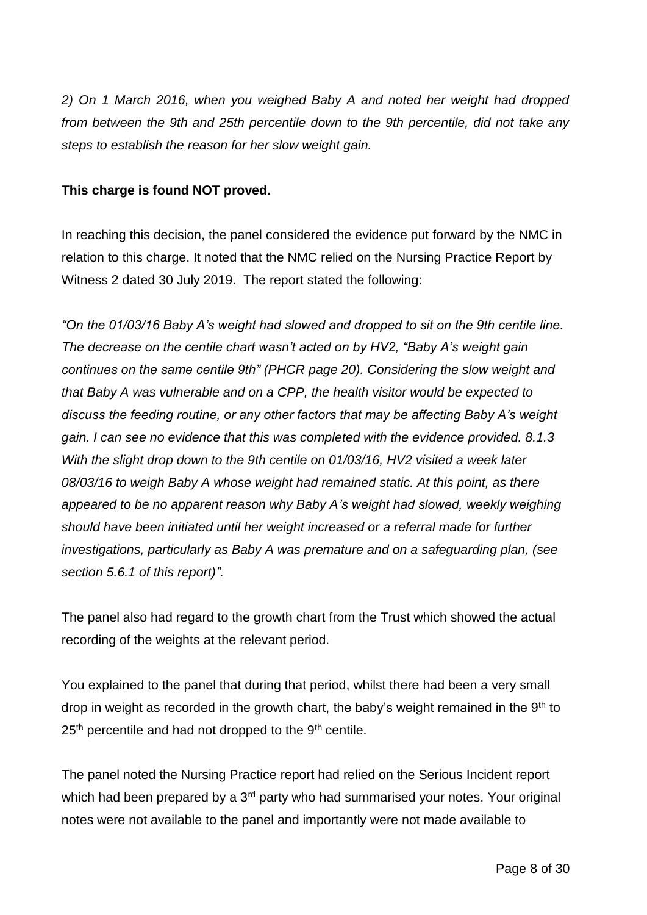*2) On 1 March 2016, when you weighed Baby A and noted her weight had dropped from between the 9th and 25th percentile down to the 9th percentile, did not take any steps to establish the reason for her slow weight gain.*

**This charge is found NOT proved.**

In reaching this decision, the panel considered the evidence put forward by the NMC in relation to this charge. It noted that the NMC relied on the Nursing Practice Report by Witness 2 dated 30 July 2019. The report stated the following:

*"On the 01/03/16 Baby A's weight had slowed and dropped to sit on the 9th centile line. The decrease on the centile chart wasn't acted on by HV2, "Baby A's weight gain continues on the same centile 9th" (PHCR page 20). Considering the slow weight and that Baby A was vulnerable and on a CPP, the health visitor would be expected to discuss the feeding routine, or any other factors that may be affecting Baby A's weight gain. I can see no evidence that this was completed with the evidence provided. 8.1.3 With the slight drop down to the 9th centile on 01/03/16, HV2 visited a week later 08/03/16 to weigh Baby A whose weight had remained static. At this point, as there appeared to be no apparent reason why Baby A's weight had slowed, weekly weighing should have been initiated until her weight increased or a referral made for further investigations, particularly as Baby A was premature and on a safeguarding plan, (see section 5.6.1 of this report)".*

The panel also had regard to the growth chart from the Trust which showed the actual recording of the weights at the relevant period.

You explained to the panel that during that period, whilst there had been a very small drop in weight as recorded in the growth chart, the baby's weight remained in the 9th to 25th percentile and had not dropped to the 9th centile.

The panel noted the Nursing Practice report had relied on the Serious Incident report which had been prepared by a 3rd party who had summarised your notes. Your original notes were not available to the panel and importantly were not made available to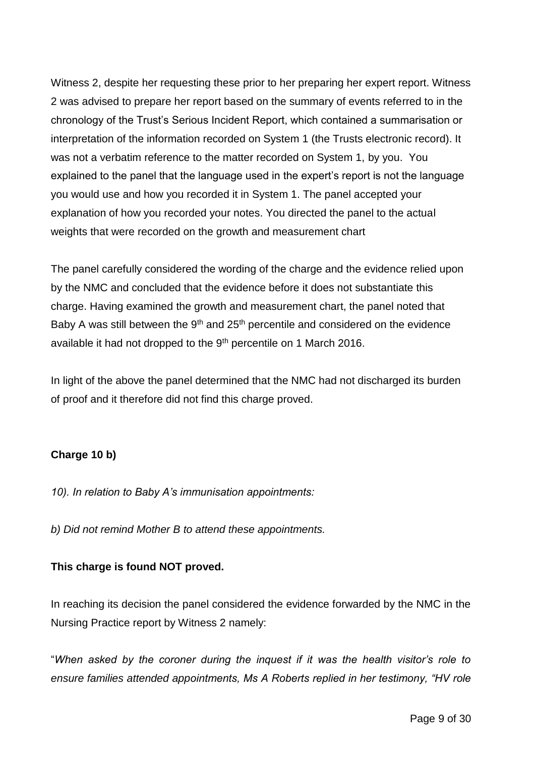Witness 2, despite her requesting these prior to her preparing her expert report. Witness 2 was advised to prepare her report based on the summary of events referred to in the chronology of the Trust's Serious Incident Report, which contained a summarisation or interpretation of the information recorded on System 1 (the Trusts electronic record). It was not a verbatim reference to the matter recorded on System 1, by you. You explained to the panel that the language used in the expert's report is not the language you would use and how you recorded it in System 1. The panel accepted your explanation of how you recorded your notes. You directed the panel to the actual weights that were recorded on the growth and measurement chart

The panel carefully considered the wording of the charge and the evidence relied upon by the NMC and concluded that the evidence before it does not substantiate this charge. Having examined the growth and measurement chart, the panel noted that Baby A was still between the 9th and 25th percentile and considered on the evidence available it had not dropped to the 9th percentile on 1 March 2016.

In light of the above the panel determined that the NMC had not discharged its burden of proof and it therefore did not find this charge proved.

**Charge 10 b)**

*10). In relation to Baby A's immunisation appointments:*

*b) Did not remind Mother B to attend these appointments.*

**This charge is found NOT proved.**

In reaching its decision the panel considered the evidence forwarded by the NMC in the Nursing Practice report by Witness 2 namely:

"*When asked by the coroner during the inquest if it was the health visitor's role to ensure families attended appointments, Ms A Roberts replied in her testimony, "HV role*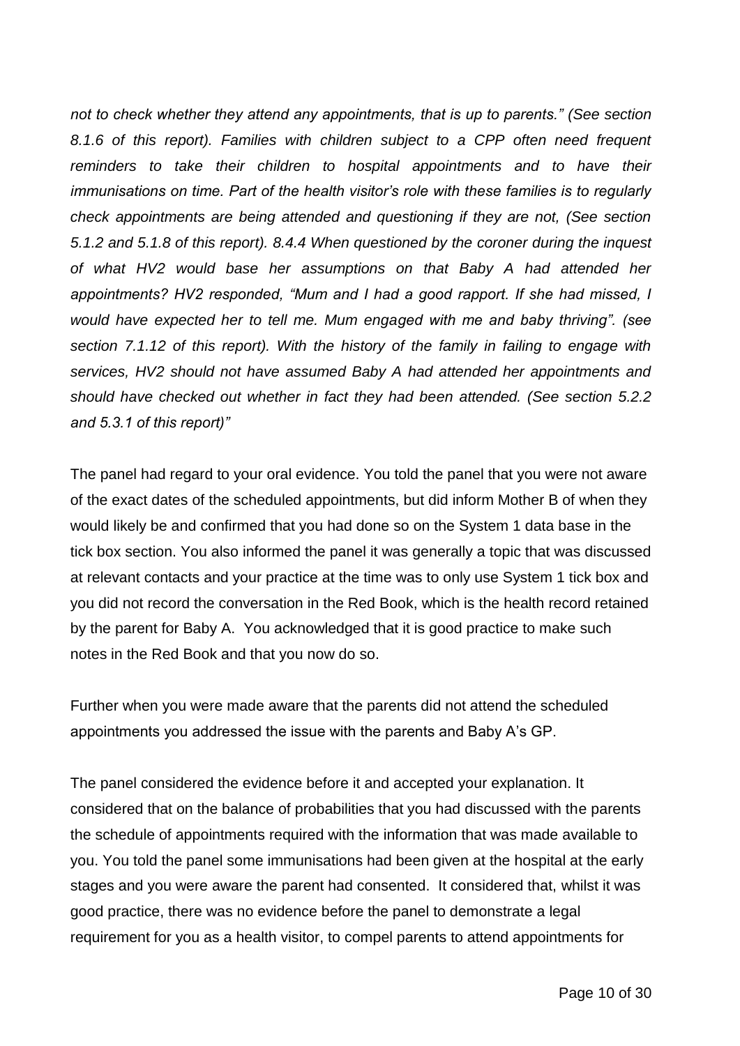*not to check whether they attend any appointments, that is up to parents." (See section 8.1.6 of this report). Families with children subject to a CPP often need frequent reminders to take their children to hospital appointments and to have their immunisations on time. Part of the health visitor's role with these families is to regularly check appointments are being attended and questioning if they are not, (See section 5.1.2 and 5.1.8 of this report). 8.4.4 When questioned by the coroner during the inquest of what HV2 would base her assumptions on that Baby A had attended her appointments? HV2 responded, "Mum and I had a good rapport. If she had missed, I would have expected her to tell me. Mum engaged with me and baby thriving". (see section 7.1.12 of this report). With the history of the family in failing to engage with services, HV2 should not have assumed Baby A had attended her appointments and should have checked out whether in fact they had been attended. (See section 5.2.2 and 5.3.1 of this report)"*

The panel had regard to your oral evidence. You told the panel that you were not aware of the exact dates of the scheduled appointments, but did inform Mother B of when they would likely be and confirmed that you had done so on the System 1 data base in the tick box section. You also informed the panel it was generally a topic that was discussed at relevant contacts and your practice at the time was to only use System 1 tick box and you did not record the conversation in the Red Book, which is the health record retained by the parent for Baby A. You acknowledged that it is good practice to make such notes in the Red Book and that you now do so.

Further when you were made aware that the parents did not attend the scheduled appointments you addressed the issue with the parents and Baby A's GP.

The panel considered the evidence before it and accepted your explanation. It considered that on the balance of probabilities that you had discussed with the parents the schedule of appointments required with the information that was made available to you. You told the panel some immunisations had been given at the hospital at the early stages and you were aware the parent had consented. It considered that, whilst it was good practice, there was no evidence before the panel to demonstrate a legal requirement for you as a health visitor, to compel parents to attend appointments for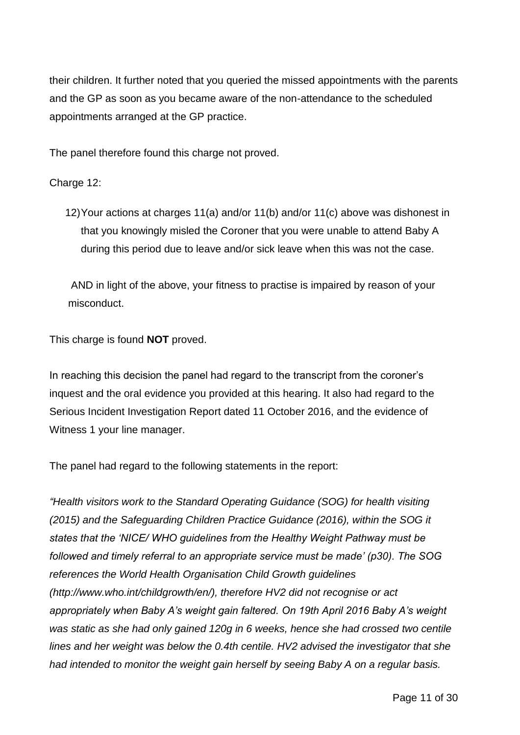their children. It further noted that you queried the missed appointments with the parents and the GP as soon as you became aware of the non-attendance to the scheduled appointments arranged at the GP practice.

The panel therefore found this charge not proved.

Charge 12:

12) Your actions at charges 11(a) and/or 11(b) and/or 11(c) above was dishonest in that you knowingly misled the Coroner that you were unable to attend Baby A during this period due to leave and/or sick leave when this was not the case.

AND in light of the above, your fitness to practise is impaired by reason of your misconduct.

This charge is found **NOT** proved.

In reaching this decision the panel had regard to the transcript from the coroner's inquest and the oral evidence you provided at this hearing. It also had regard to the Serious Incident Investigation Report dated 11 October 2016, and the evidence of Witness 1 your line manager.

The panel had regard to the following statements in the report:

*"Health visitors work to the Standard Operating Guidance (SOG) for health visiting (2015) and the Safeguarding Children Practice Guidance (2016), within the SOG it states that the 'NICE/ WHO guidelines from the Healthy Weight Pathway must be followed and timely referral to an appropriate service must be made' (p30). The SOG references the World Health Organisation Child Growth guidelines (http://www.who.int/childgrowth/en/), therefore HV2 did not recognise or act appropriately when Baby A's weight gain faltered. On 19th April 2016 Baby A's weight was static as she had only gained 120g in 6 weeks, hence she had crossed two centile lines and her weight was below the 0.4th centile. HV2 advised the investigator that she had intended to monitor the weight gain herself by seeing Baby A on a regular basis.*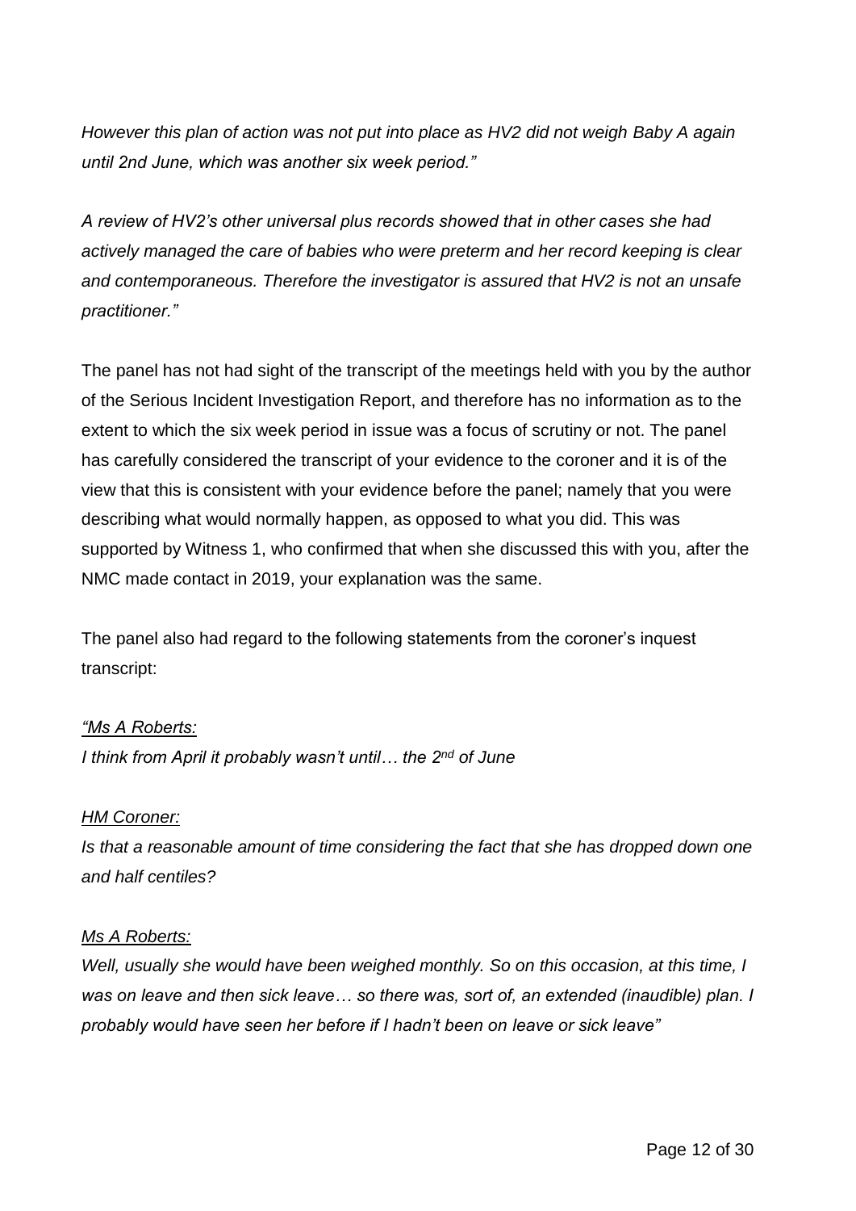*However this plan of action was not put into place as HV2 did not weigh Baby A again until 2nd June, which was another six week period."*

*A review of HV2's other universal plus records showed that in other cases she had actively managed the care of babies who were preterm and her record keeping is clear and contemporaneous. Therefore the investigator is assured that HV2 is not an unsafe practitioner."*

The panel has not had sight of the transcript of the meetings held with you by the author of the Serious Incident Investigation Report, and therefore has no information as to the extent to which the six week period in issue was a focus of scrutiny or not. The panel has carefully considered the transcript of your evidence to the coroner and it is of the view that this is consistent with your evidence before the panel; namely that you were describing what would normally happen, as opposed to what you did. This was supported by Witness 1, who confirmed that when she discussed this with you, after the NMC made contact in 2019, your explanation was the same.

The panel also had regard to the following statements from the coroner's inquest transcript:

*"<u>Ms A Roberts:</u>*
*I think from April it probably wasn't until… the 2nd of June*

*<u>HM Coroner:</u>*
*Is that a reasonable amount of time considering the fact that she has dropped down one and half centiles?*

*<u>Ms A Roberts:</u>*
*Well, usually she would have been weighed monthly. So on this occasion, at this time, I was on leave and then sick leave… so there was, sort of, an extended (inaudible) plan. I probably would have seen her before if I hadn't been on leave or sick leave"*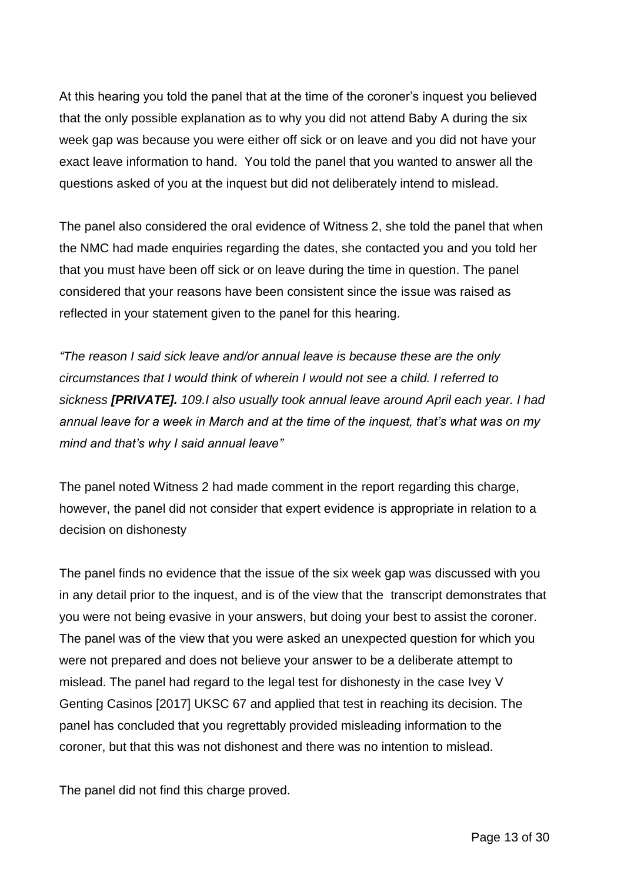At this hearing you told the panel that at the time of the coroner's inquest you believed that the only possible explanation as to why you did not attend Baby A during the six week gap was because you were either off sick or on leave and you did not have your exact leave information to hand. You told the panel that you wanted to answer all the questions asked of you at the inquest but did not deliberately intend to mislead.

The panel also considered the oral evidence of Witness 2, she told the panel that when the NMC had made enquiries regarding the dates, she contacted you and you told her that you must have been off sick or on leave during the time in question. The panel considered that your reasons have been consistent since the issue was raised as reflected in your statement given to the panel for this hearing.

*"The reason I said sick leave and/or annual leave is because these are the only circumstances that I would think of wherein I would not see a child. I referred to sickness **[PRIVATE].** 109.I also usually took annual leave around April each year. I had annual leave for a week in March and at the time of the inquest, that's what was on my mind and that's why I said annual leave"*

The panel noted Witness 2 had made comment in the report regarding this charge, however, the panel did not consider that expert evidence is appropriate in relation to a decision on dishonesty

The panel finds no evidence that the issue of the six week gap was discussed with you in any detail prior to the inquest, and is of the view that the transcript demonstrates that you were not being evasive in your answers, but doing your best to assist the coroner. The panel was of the view that you were asked an unexpected question for which you were not prepared and does not believe your answer to be a deliberate attempt to mislead. The panel had regard to the legal test for dishonesty in the case Ivey V Genting Casinos [2017] UKSC 67 and applied that test in reaching its decision. The panel has concluded that you regrettably provided misleading information to the coroner, but that this was not dishonest and there was no intention to mislead.

The panel did not find this charge proved.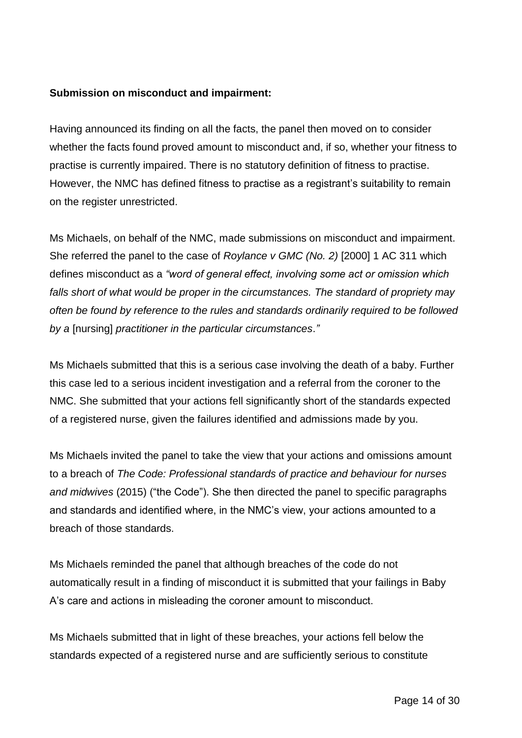**Submission on misconduct and impairment:**

Having announced its finding on all the facts, the panel then moved on to consider whether the facts found proved amount to misconduct and, if so, whether your fitness to practise is currently impaired. There is no statutory definition of fitness to practise. However, the NMC has defined fitness to practise as a registrant's suitability to remain on the register unrestricted.

Ms Michaels, on behalf of the NMC, made submissions on misconduct and impairment. She referred the panel to the case of *Roylance v GMC (No. 2)* [2000] 1 AC 311 which defines misconduct as a *"word of general effect, involving some act or omission which falls short of what would be proper in the circumstances. The standard of propriety may often be found by reference to the rules and standards ordinarily required to be followed by a* [nursing] *practitioner in the particular circumstances."*

Ms Michaels submitted that this is a serious case involving the death of a baby. Further this case led to a serious incident investigation and a referral from the coroner to the NMC. She submitted that your actions fell significantly short of the standards expected of a registered nurse, given the failures identified and admissions made by you.

Ms Michaels invited the panel to take the view that your actions and omissions amount to a breach of *The Code: Professional standards of practice and behaviour for nurses and midwives* (2015) ("the Code"). She then directed the panel to specific paragraphs and standards and identified where, in the NMC's view, your actions amounted to a breach of those standards.

Ms Michaels reminded the panel that although breaches of the code do not automatically result in a finding of misconduct it is submitted that your failings in Baby A's care and actions in misleading the coroner amount to misconduct.

Ms Michaels submitted that in light of these breaches, your actions fell below the standards expected of a registered nurse and are sufficiently serious to constitute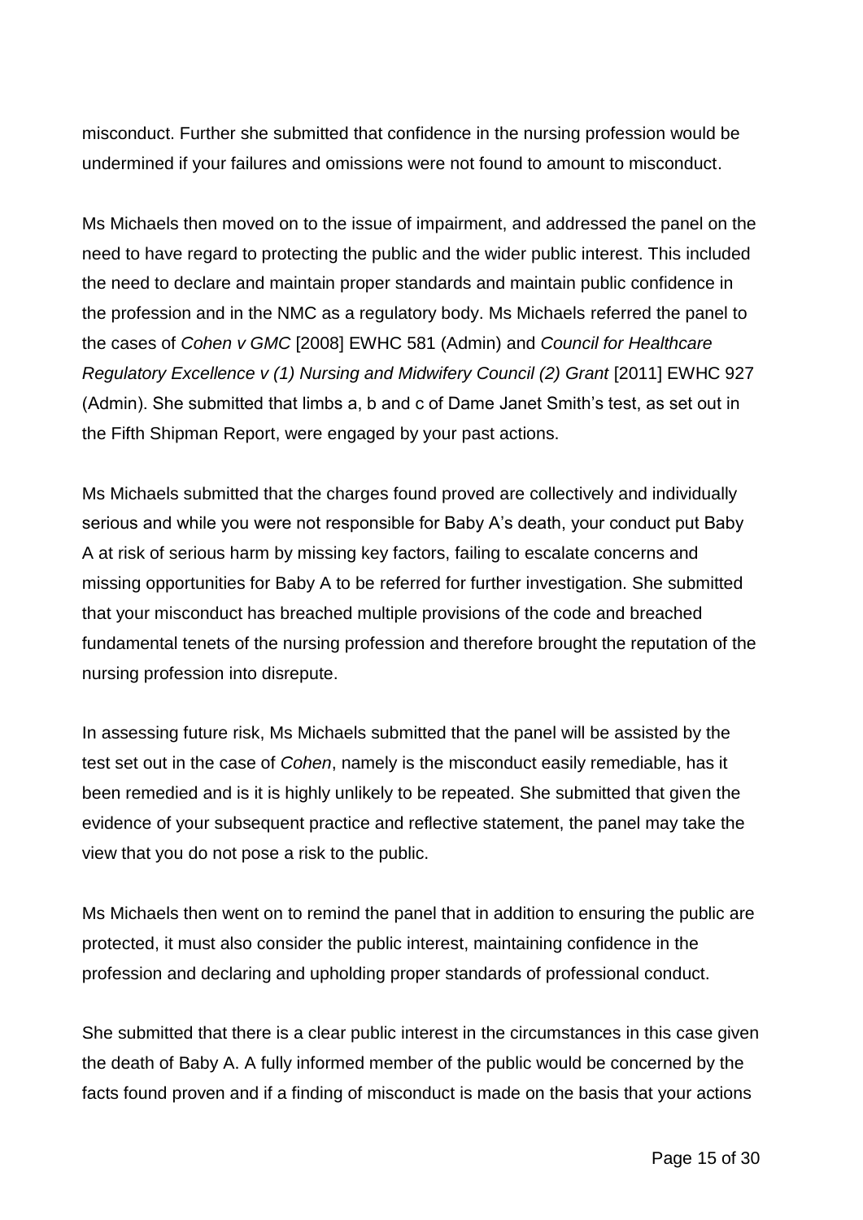misconduct. Further she submitted that confidence in the nursing profession would be undermined if your failures and omissions were not found to amount to misconduct.

Ms Michaels then moved on to the issue of impairment, and addressed the panel on the need to have regard to protecting the public and the wider public interest. This included the need to declare and maintain proper standards and maintain public confidence in the profession and in the NMC as a regulatory body. Ms Michaels referred the panel to the cases of *Cohen v GMC* [2008] EWHC 581 (Admin) and *Council for Healthcare Regulatory Excellence v (1) Nursing and Midwifery Council (2) Grant* [2011] EWHC 927 (Admin). She submitted that limbs a, b and c of Dame Janet Smith's test, as set out in the Fifth Shipman Report, were engaged by your past actions.

Ms Michaels submitted that the charges found proved are collectively and individually serious and while you were not responsible for Baby A's death, your conduct put Baby A at risk of serious harm by missing key factors, failing to escalate concerns and missing opportunities for Baby A to be referred for further investigation. She submitted that your misconduct has breached multiple provisions of the code and breached fundamental tenets of the nursing profession and therefore brought the reputation of the nursing profession into disrepute.

In assessing future risk, Ms Michaels submitted that the panel will be assisted by the test set out in the case of *Cohen*, namely is the misconduct easily remediable, has it been remedied and is it is highly unlikely to be repeated. She submitted that given the evidence of your subsequent practice and reflective statement, the panel may take the view that you do not pose a risk to the public.

Ms Michaels then went on to remind the panel that in addition to ensuring the public are protected, it must also consider the public interest, maintaining confidence in the profession and declaring and upholding proper standards of professional conduct.

She submitted that there is a clear public interest in the circumstances in this case given the death of Baby A. A fully informed member of the public would be concerned by the facts found proven and if a finding of misconduct is made on the basis that your actions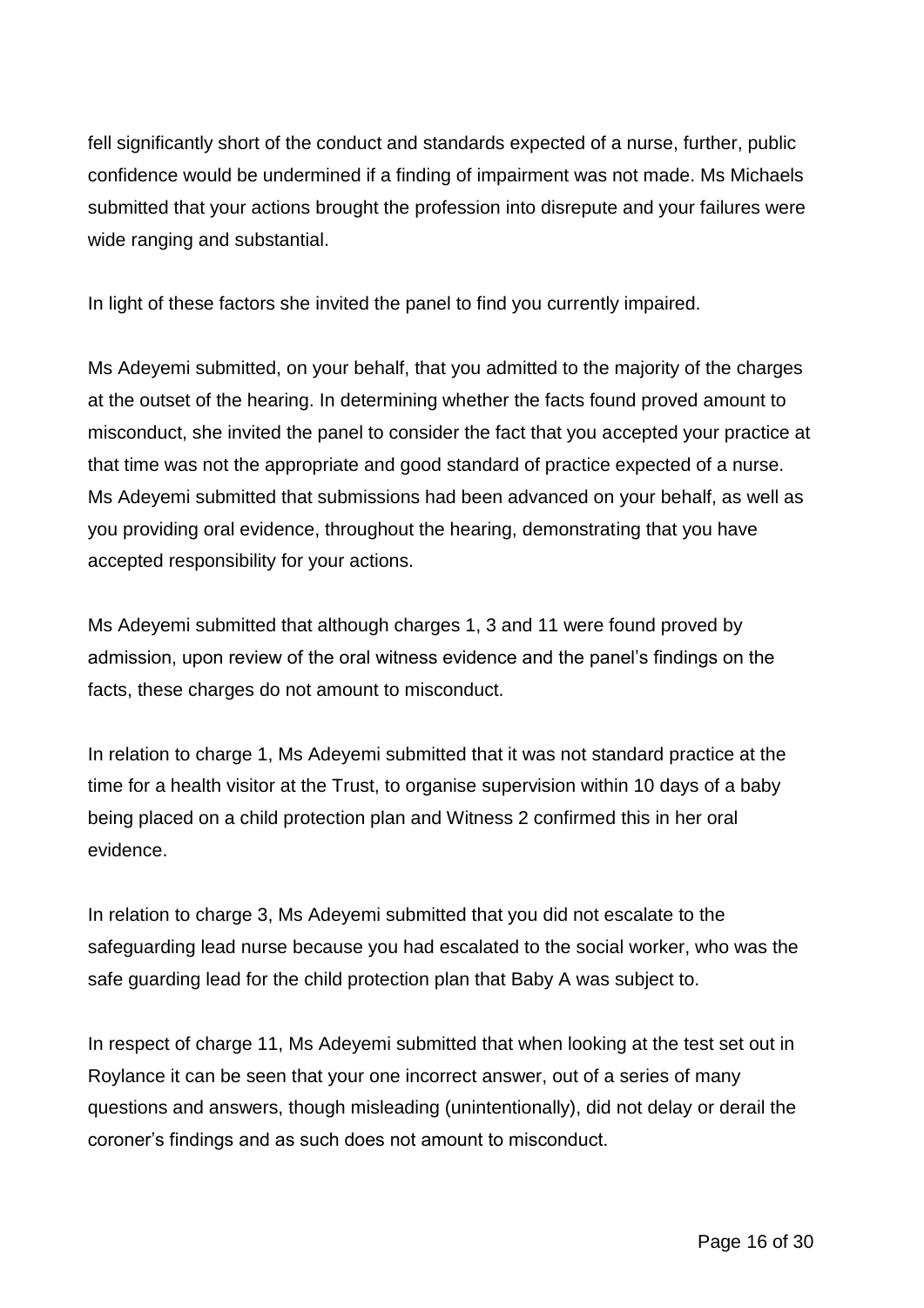fell significantly short of the conduct and standards expected of a nurse, further, public confidence would be undermined if a finding of impairment was not made. Ms Michaels submitted that your actions brought the profession into disrepute and your failures were wide ranging and substantial.

In light of these factors she invited the panel to find you currently impaired.

Ms Adeyemi submitted, on your behalf, that you admitted to the majority of the charges at the outset of the hearing. In determining whether the facts found proved amount to misconduct, she invited the panel to consider the fact that you accepted your practice at that time was not the appropriate and good standard of practice expected of a nurse. Ms Adeyemi submitted that submissions had been advanced on your behalf, as well as you providing oral evidence, throughout the hearing, demonstrating that you have accepted responsibility for your actions.

Ms Adeyemi submitted that although charges 1, 3 and 11 were found proved by admission, upon review of the oral witness evidence and the panel's findings on the facts, these charges do not amount to misconduct.

In relation to charge 1, Ms Adeyemi submitted that it was not standard practice at the time for a health visitor at the Trust, to organise supervision within 10 days of a baby being placed on a child protection plan and Witness 2 confirmed this in her oral evidence.

In relation to charge 3, Ms Adeyemi submitted that you did not escalate to the safeguarding lead nurse because you had escalated to the social worker, who was the safe guarding lead for the child protection plan that Baby A was subject to.

In respect of charge 11, Ms Adeyemi submitted that when looking at the test set out in Roylance it can be seen that your one incorrect answer, out of a series of many questions and answers, though misleading (unintentionally), did not delay or derail the coroner's findings and as such does not amount to misconduct.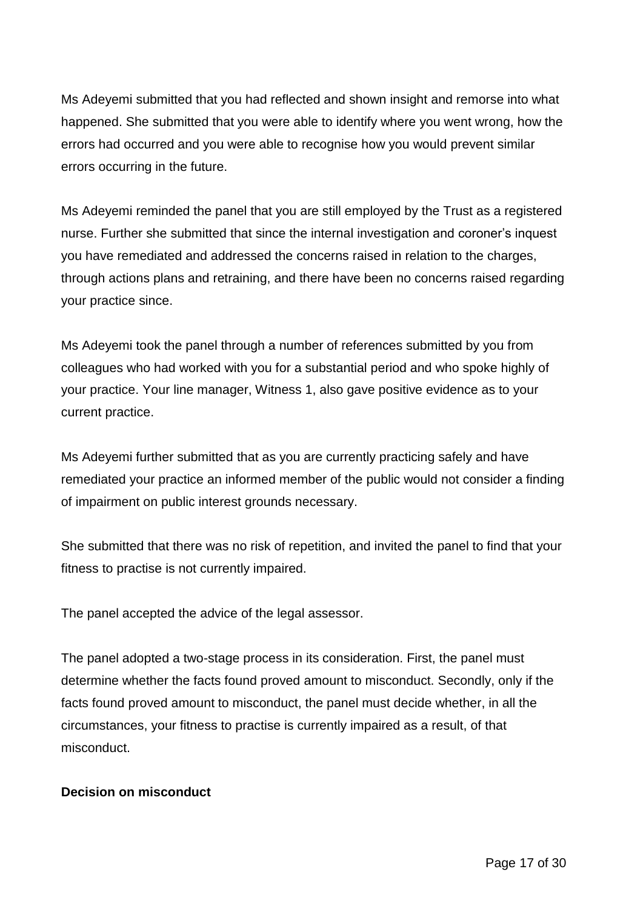Ms Adeyemi submitted that you had reflected and shown insight and remorse into what happened. She submitted that you were able to identify where you went wrong, how the errors had occurred and you were able to recognise how you would prevent similar errors occurring in the future.

Ms Adeyemi reminded the panel that you are still employed by the Trust as a registered nurse. Further she submitted that since the internal investigation and coroner's inquest you have remediated and addressed the concerns raised in relation to the charges, through actions plans and retraining, and there have been no concerns raised regarding your practice since.

Ms Adeyemi took the panel through a number of references submitted by you from colleagues who had worked with you for a substantial period and who spoke highly of your practice. Your line manager, Witness 1, also gave positive evidence as to your current practice.

Ms Adeyemi further submitted that as you are currently practicing safely and have remediated your practice an informed member of the public would not consider a finding of impairment on public interest grounds necessary.

She submitted that there was no risk of repetition, and invited the panel to find that your fitness to practise is not currently impaired.

The panel accepted the advice of the legal assessor.

The panel adopted a two-stage process in its consideration. First, the panel must determine whether the facts found proved amount to misconduct. Secondly, only if the facts found proved amount to misconduct, the panel must decide whether, in all the circumstances, your fitness to practise is currently impaired as a result, of that misconduct.

**Decision on misconduct**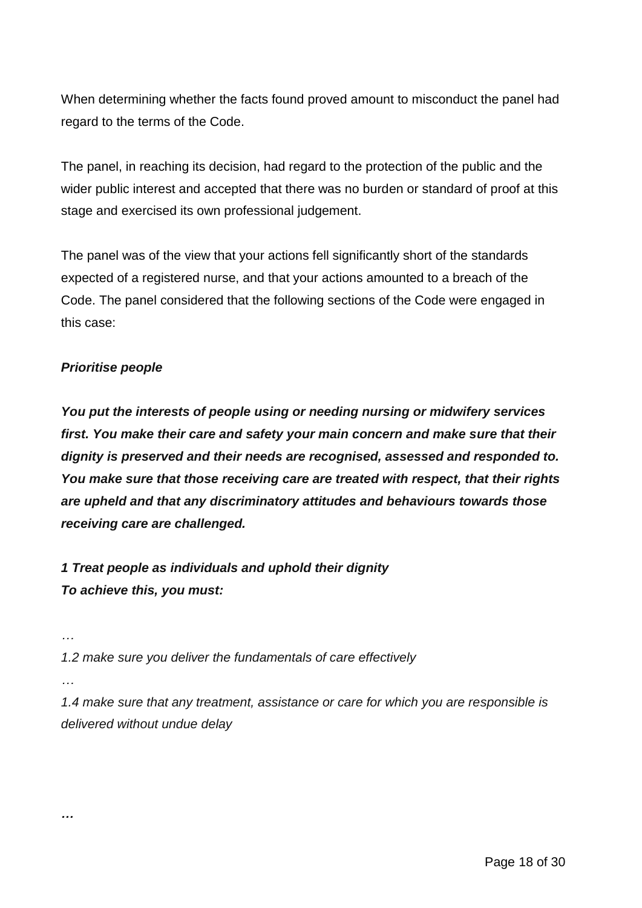When determining whether the facts found proved amount to misconduct the panel had regard to the terms of the Code.

The panel, in reaching its decision, had regard to the protection of the public and the wider public interest and accepted that there was no burden or standard of proof at this stage and exercised its own professional judgement.

The panel was of the view that your actions fell significantly short of the standards expected of a registered nurse, and that your actions amounted to a breach of the Code. The panel considered that the following sections of the Code were engaged in this case:

***Prioritise people***

***You put the interests of people using or needing nursing or midwifery services first. You make their care and safety your main concern and make sure that their dignity is preserved and their needs are recognised, assessed and responded to. You make sure that those receiving care are treated with respect, that their rights are upheld and that any discriminatory attitudes and behaviours towards those receiving care are challenged.***

***1 Treat people as individuals and uphold their dignity***
***To achieve this, you must:***

*…*

*1.2 make sure you deliver the fundamentals of care effectively*

*…*

*1.4 make sure that any treatment, assistance or care for which you are responsible is delivered without undue delay*

***…***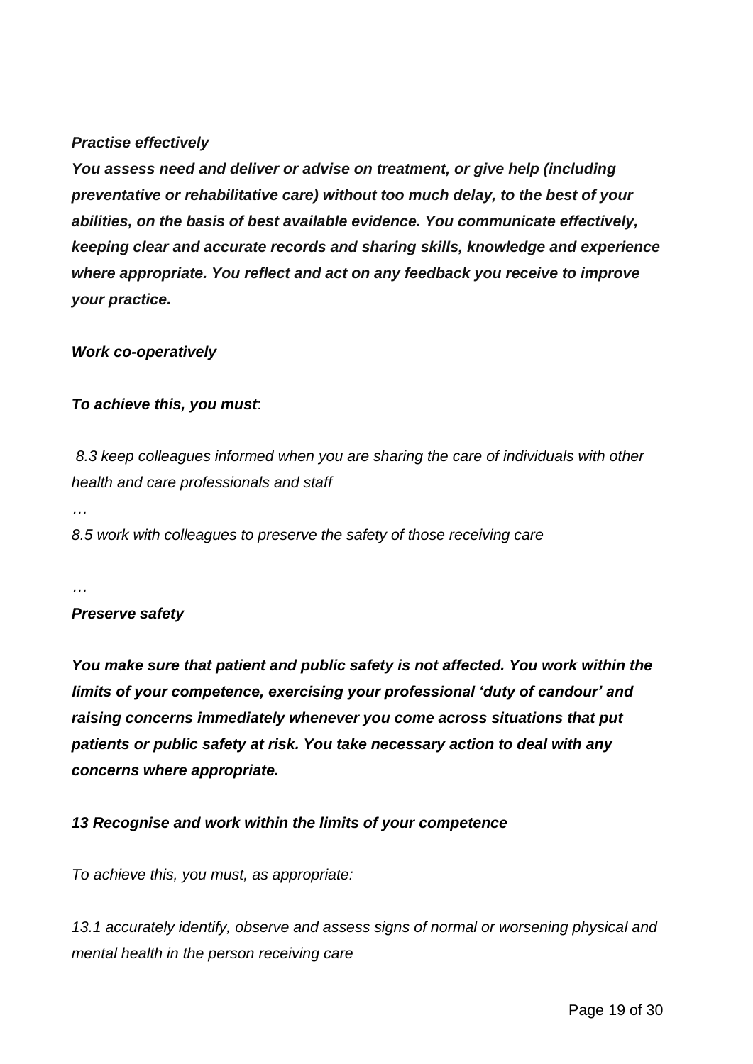***Practise effectively***

***You assess need and deliver or advise on treatment, or give help (including preventative or rehabilitative care) without too much delay, to the best of your abilities, on the basis of best available evidence. You communicate effectively, keeping clear and accurate records and sharing skills, knowledge and experience where appropriate. You reflect and act on any feedback you receive to improve your practice.***

***Work co-operatively***

***To achieve this, you must***:

*8.3 keep colleagues informed when you are sharing the care of individuals with other health and care professionals and staff*

*…*

*8.5 work with colleagues to preserve the safety of those receiving care*

*…*

***Preserve safety***

***You make sure that patient and public safety is not affected. You work within the limits of your competence, exercising your professional 'duty of candour' and raising concerns immediately whenever you come across situations that put patients or public safety at risk. You take necessary action to deal with any concerns where appropriate.***

***13 Recognise and work within the limits of your competence***

*To achieve this, you must, as appropriate:*

*13.1 accurately identify, observe and assess signs of normal or worsening physical and mental health in the person receiving care*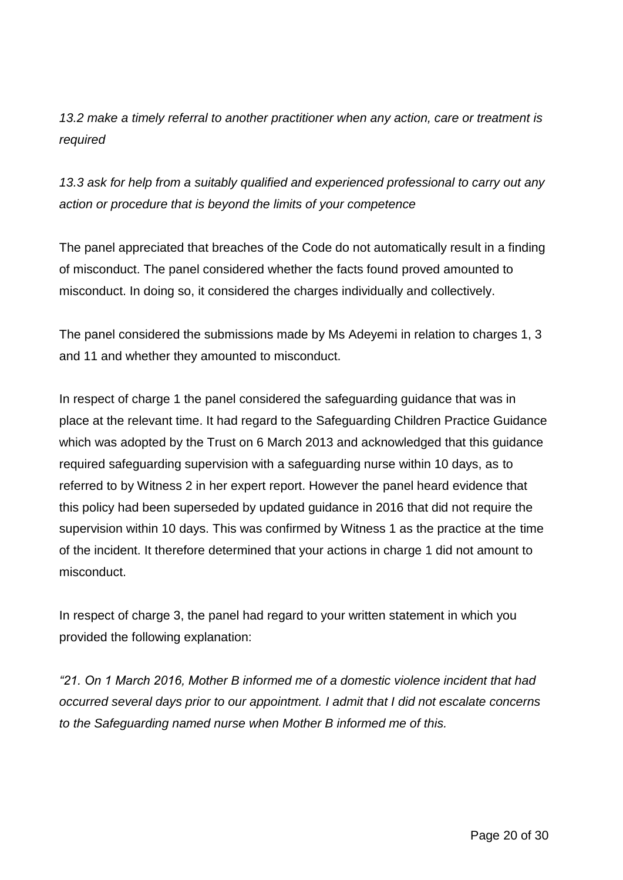*13.2 make a timely referral to another practitioner when any action, care or treatment is required*

*13.3 ask for help from a suitably qualified and experienced professional to carry out any action or procedure that is beyond the limits of your competence*

The panel appreciated that breaches of the Code do not automatically result in a finding of misconduct. The panel considered whether the facts found proved amounted to misconduct. In doing so, it considered the charges individually and collectively.

The panel considered the submissions made by Ms Adeyemi in relation to charges 1, 3 and 11 and whether they amounted to misconduct.

In respect of charge 1 the panel considered the safeguarding guidance that was in place at the relevant time. It had regard to the Safeguarding Children Practice Guidance which was adopted by the Trust on 6 March 2013 and acknowledged that this guidance required safeguarding supervision with a safeguarding nurse within 10 days, as to referred to by Witness 2 in her expert report. However the panel heard evidence that this policy had been superseded by updated guidance in 2016 that did not require the supervision within 10 days. This was confirmed by Witness 1 as the practice at the time of the incident. It therefore determined that your actions in charge 1 did not amount to misconduct.

In respect of charge 3, the panel had regard to your written statement in which you provided the following explanation:

*"21. On 1 March 2016, Mother B informed me of a domestic violence incident that had occurred several days prior to our appointment. I admit that I did not escalate concerns to the Safeguarding named nurse when Mother B informed me of this.*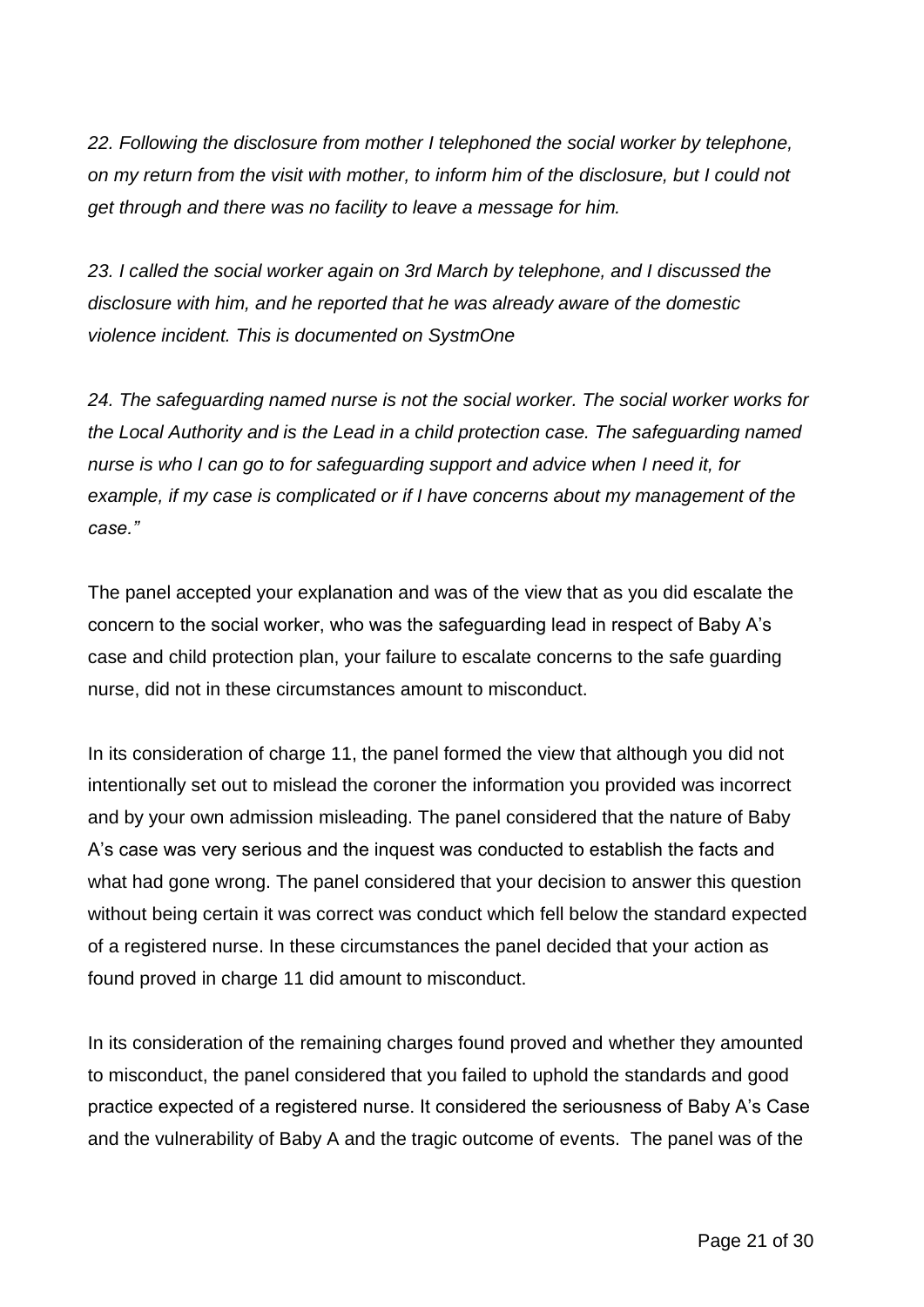*22. Following the disclosure from mother I telephoned the social worker by telephone, on my return from the visit with mother, to inform him of the disclosure, but I could not get through and there was no facility to leave a message for him.*

*23. I called the social worker again on 3rd March by telephone, and I discussed the disclosure with him, and he reported that he was already aware of the domestic violence incident. This is documented on SystmOne*

*24. The safeguarding named nurse is not the social worker. The social worker works for the Local Authority and is the Lead in a child protection case. The safeguarding named nurse is who I can go to for safeguarding support and advice when I need it, for example, if my case is complicated or if I have concerns about my management of the case."*

The panel accepted your explanation and was of the view that as you did escalate the concern to the social worker, who was the safeguarding lead in respect of Baby A's case and child protection plan, your failure to escalate concerns to the safe guarding nurse, did not in these circumstances amount to misconduct.

In its consideration of charge 11, the panel formed the view that although you did not intentionally set out to mislead the coroner the information you provided was incorrect and by your own admission misleading. The panel considered that the nature of Baby A's case was very serious and the inquest was conducted to establish the facts and what had gone wrong. The panel considered that your decision to answer this question without being certain it was correct was conduct which fell below the standard expected of a registered nurse. In these circumstances the panel decided that your action as found proved in charge 11 did amount to misconduct.

In its consideration of the remaining charges found proved and whether they amounted to misconduct, the panel considered that you failed to uphold the standards and good practice expected of a registered nurse. It considered the seriousness of Baby A's Case and the vulnerability of Baby A and the tragic outcome of events. The panel was of the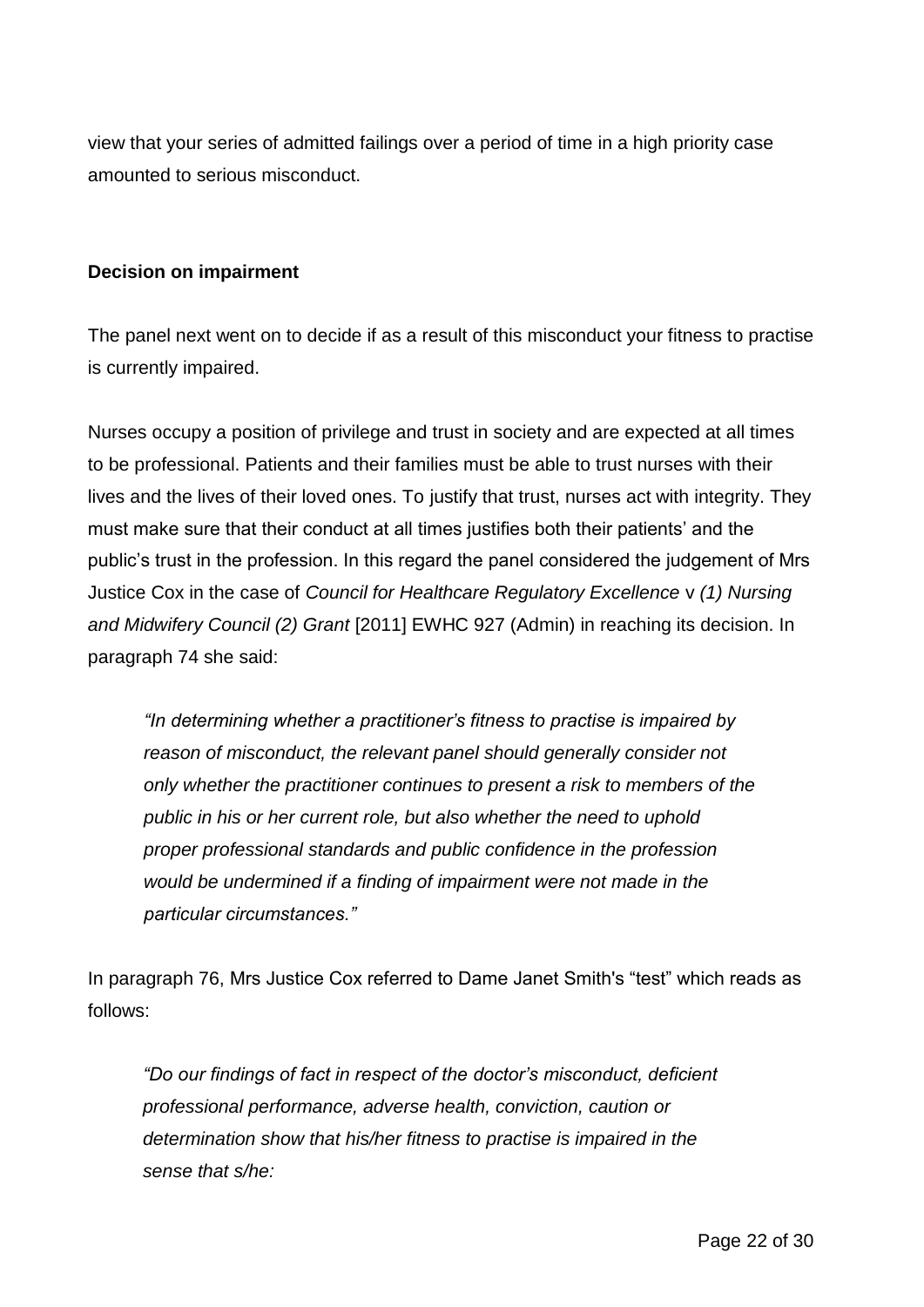view that your series of admitted failings over a period of time in a high priority case amounted to serious misconduct.

**Decision on impairment**

The panel next went on to decide if as a result of this misconduct your fitness to practise is currently impaired.

Nurses occupy a position of privilege and trust in society and are expected at all times to be professional. Patients and their families must be able to trust nurses with their lives and the lives of their loved ones. To justify that trust, nurses act with integrity. They must make sure that their conduct at all times justifies both their patients' and the public's trust in the profession. In this regard the panel considered the judgement of Mrs Justice Cox in the case of *Council for Healthcare Regulatory Excellence* v *(1) Nursing and Midwifery Council (2) Grant* [2011] EWHC 927 (Admin) in reaching its decision. In paragraph 74 she said:

> *"In determining whether a practitioner's fitness to practise is impaired by reason of misconduct, the relevant panel should generally consider not only whether the practitioner continues to present a risk to members of the public in his or her current role, but also whether the need to uphold proper professional standards and public confidence in the profession would be undermined if a finding of impairment were not made in the particular circumstances."*

In paragraph 76, Mrs Justice Cox referred to Dame Janet Smith's "test" which reads as follows:

> *"Do our findings of fact in respect of the doctor's misconduct, deficient professional performance, adverse health, conviction, caution or determination show that his/her fitness to practise is impaired in the sense that s/he:*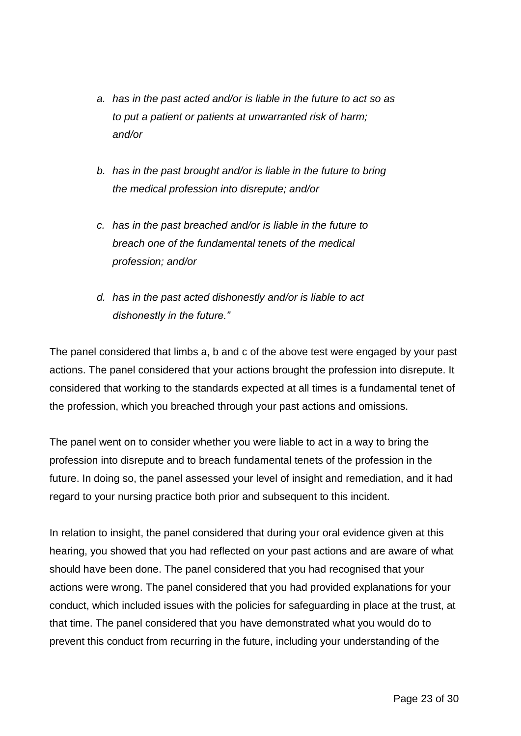> *a. has in the past acted and/or is liable in the future to act so as to put a patient or patients at unwarranted risk of harm; and/or*
>
> *b. has in the past brought and/or is liable in the future to bring the medical profession into disrepute; and/or*
>
> *c. has in the past breached and/or is liable in the future to breach one of the fundamental tenets of the medical profession; and/or*
>
> *d. has in the past acted dishonestly and/or is liable to act dishonestly in the future."*

The panel considered that limbs a, b and c of the above test were engaged by your past actions. The panel considered that your actions brought the profession into disrepute. It considered that working to the standards expected at all times is a fundamental tenet of the profession, which you breached through your past actions and omissions.

The panel went on to consider whether you were liable to act in a way to bring the profession into disrepute and to breach fundamental tenets of the profession in the future. In doing so, the panel assessed your level of insight and remediation, and it had regard to your nursing practice both prior and subsequent to this incident.

In relation to insight, the panel considered that during your oral evidence given at this hearing, you showed that you had reflected on your past actions and are aware of what should have been done. The panel considered that you had recognised that your actions were wrong. The panel considered that you had provided explanations for your conduct, which included issues with the policies for safeguarding in place at the trust, at that time. The panel considered that you have demonstrated what you would do to prevent this conduct from recurring in the future, including your understanding of the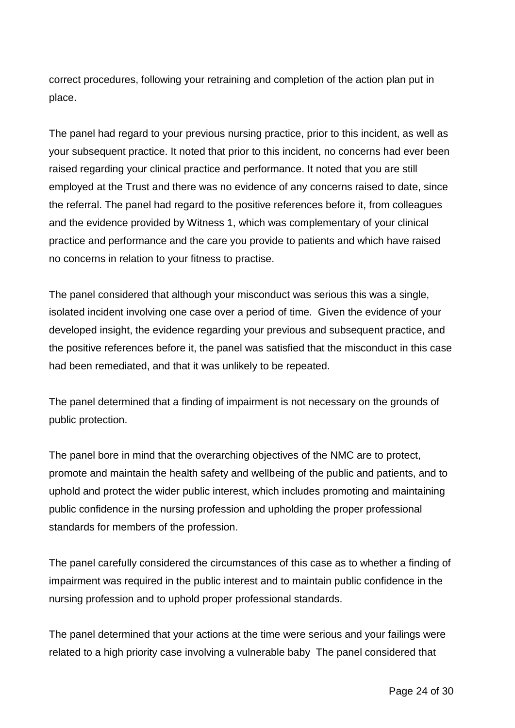correct procedures, following your retraining and completion of the action plan put in place.

The panel had regard to your previous nursing practice, prior to this incident, as well as your subsequent practice. It noted that prior to this incident, no concerns had ever been raised regarding your clinical practice and performance. It noted that you are still employed at the Trust and there was no evidence of any concerns raised to date, since the referral. The panel had regard to the positive references before it, from colleagues and the evidence provided by Witness 1, which was complementary of your clinical practice and performance and the care you provide to patients and which have raised no concerns in relation to your fitness to practise.

The panel considered that although your misconduct was serious this was a single, isolated incident involving one case over a period of time. Given the evidence of your developed insight, the evidence regarding your previous and subsequent practice, and the positive references before it, the panel was satisfied that the misconduct in this case had been remediated, and that it was unlikely to be repeated.

The panel determined that a finding of impairment is not necessary on the grounds of public protection.

The panel bore in mind that the overarching objectives of the NMC are to protect, promote and maintain the health safety and wellbeing of the public and patients, and to uphold and protect the wider public interest, which includes promoting and maintaining public confidence in the nursing profession and upholding the proper professional standards for members of the profession.

The panel carefully considered the circumstances of this case as to whether a finding of impairment was required in the public interest and to maintain public confidence in the nursing profession and to uphold proper professional standards.

The panel determined that your actions at the time were serious and your failings were related to a high priority case involving a vulnerable baby The panel considered that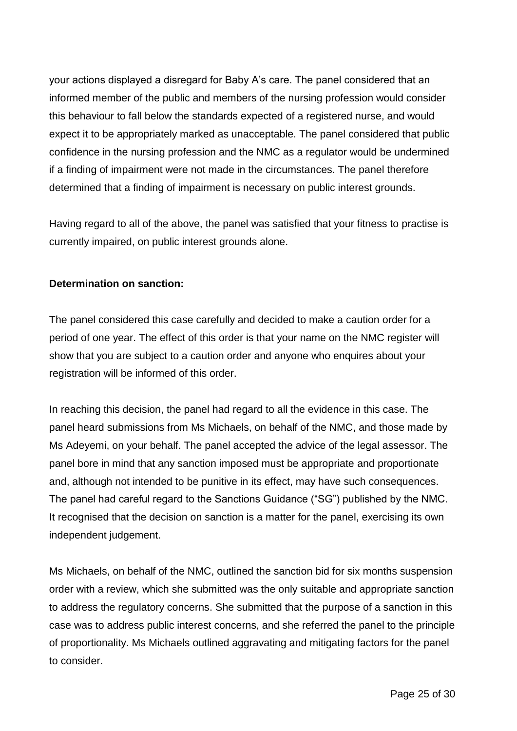your actions displayed a disregard for Baby A's care. The panel considered that an informed member of the public and members of the nursing profession would consider this behaviour to fall below the standards expected of a registered nurse, and would expect it to be appropriately marked as unacceptable. The panel considered that public confidence in the nursing profession and the NMC as a regulator would be undermined if a finding of impairment were not made in the circumstances. The panel therefore determined that a finding of impairment is necessary on public interest grounds.

Having regard to all of the above, the panel was satisfied that your fitness to practise is currently impaired, on public interest grounds alone.

**Determination on sanction:**

The panel considered this case carefully and decided to make a caution order for a period of one year. The effect of this order is that your name on the NMC register will show that you are subject to a caution order and anyone who enquires about your registration will be informed of this order.

In reaching this decision, the panel had regard to all the evidence in this case. The panel heard submissions from Ms Michaels, on behalf of the NMC, and those made by Ms Adeyemi, on your behalf. The panel accepted the advice of the legal assessor. The panel bore in mind that any sanction imposed must be appropriate and proportionate and, although not intended to be punitive in its effect, may have such consequences. The panel had careful regard to the Sanctions Guidance ("SG") published by the NMC. It recognised that the decision on sanction is a matter for the panel, exercising its own independent judgement.

Ms Michaels, on behalf of the NMC, outlined the sanction bid for six months suspension order with a review, which she submitted was the only suitable and appropriate sanction to address the regulatory concerns. She submitted that the purpose of a sanction in this case was to address public interest concerns, and she referred the panel to the principle of proportionality. Ms Michaels outlined aggravating and mitigating factors for the panel to consider.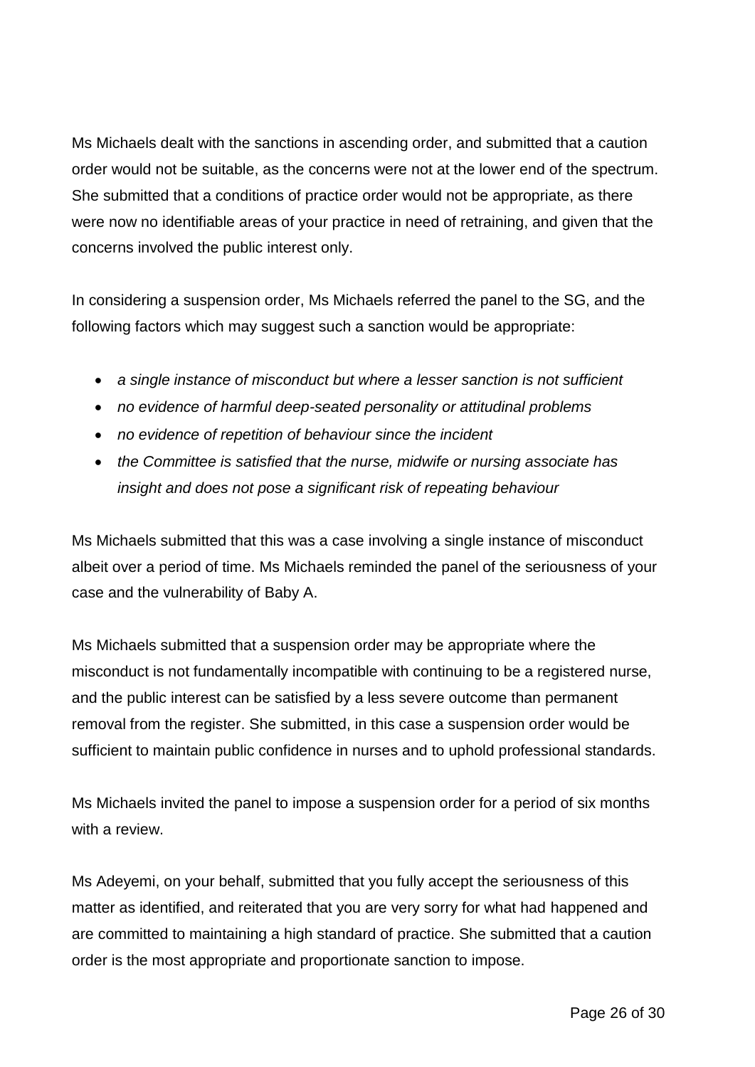Ms Michaels dealt with the sanctions in ascending order, and submitted that a caution order would not be suitable, as the concerns were not at the lower end of the spectrum. She submitted that a conditions of practice order would not be appropriate, as there were now no identifiable areas of your practice in need of retraining, and given that the concerns involved the public interest only.

In considering a suspension order, Ms Michaels referred the panel to the SG, and the following factors which may suggest such a sanction would be appropriate:

- *a single instance of misconduct but where a lesser sanction is not sufficient*
- *no evidence of harmful deep-seated personality or attitudinal problems*
- *no evidence of repetition of behaviour since the incident*
- *the Committee is satisfied that the nurse, midwife or nursing associate has insight and does not pose a significant risk of repeating behaviour*

Ms Michaels submitted that this was a case involving a single instance of misconduct albeit over a period of time. Ms Michaels reminded the panel of the seriousness of your case and the vulnerability of Baby A.

Ms Michaels submitted that a suspension order may be appropriate where the misconduct is not fundamentally incompatible with continuing to be a registered nurse, and the public interest can be satisfied by a less severe outcome than permanent removal from the register. She submitted, in this case a suspension order would be sufficient to maintain public confidence in nurses and to uphold professional standards.

Ms Michaels invited the panel to impose a suspension order for a period of six months with a review.

Ms Adeyemi, on your behalf, submitted that you fully accept the seriousness of this matter as identified, and reiterated that you are very sorry for what had happened and are committed to maintaining a high standard of practice. She submitted that a caution order is the most appropriate and proportionate sanction to impose.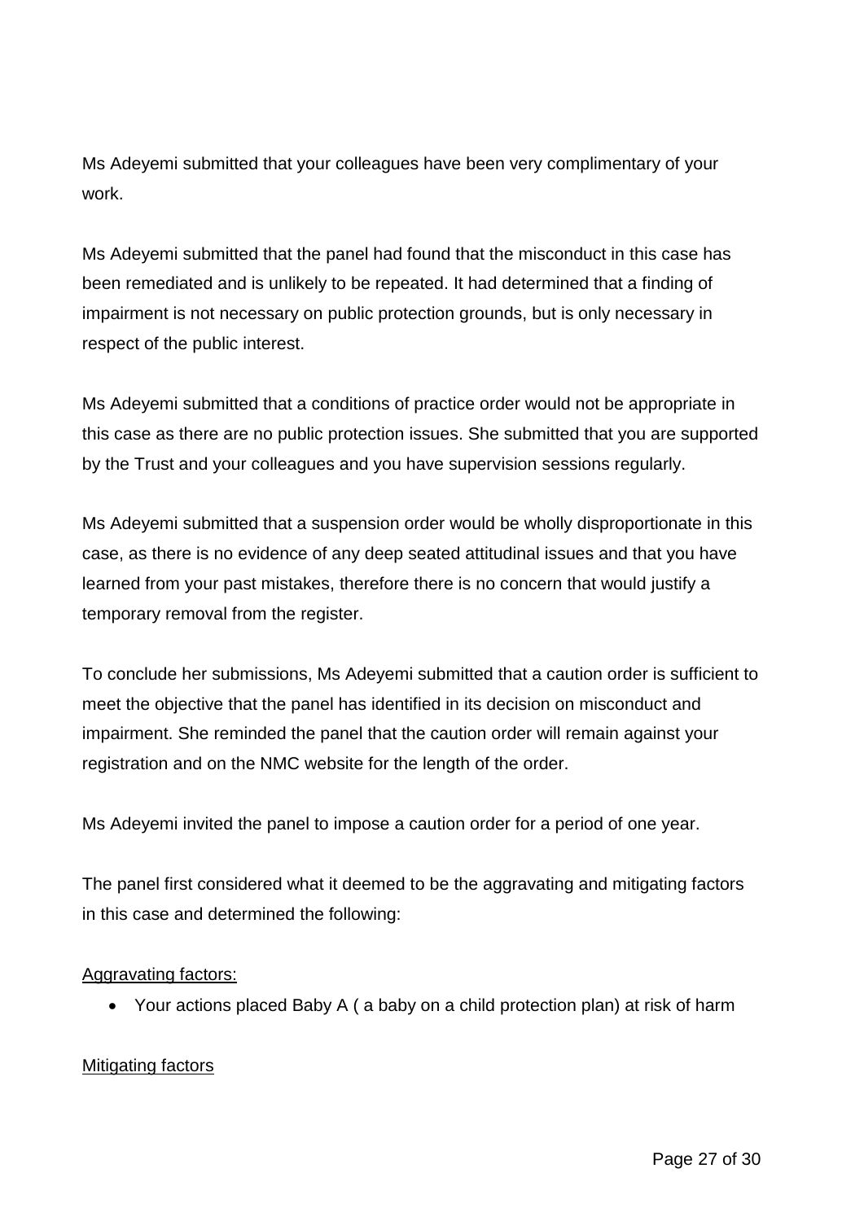Ms Adeyemi submitted that your colleagues have been very complimentary of your work.

Ms Adeyemi submitted that the panel had found that the misconduct in this case has been remediated and is unlikely to be repeated. It had determined that a finding of impairment is not necessary on public protection grounds, but is only necessary in respect of the public interest.

Ms Adeyemi submitted that a conditions of practice order would not be appropriate in this case as there are no public protection issues. She submitted that you are supported by the Trust and your colleagues and you have supervision sessions regularly.

Ms Adeyemi submitted that a suspension order would be wholly disproportionate in this case, as there is no evidence of any deep seated attitudinal issues and that you have learned from your past mistakes, therefore there is no concern that would justify a temporary removal from the register.

To conclude her submissions, Ms Adeyemi submitted that a caution order is sufficient to meet the objective that the panel has identified in its decision on misconduct and impairment. She reminded the panel that the caution order will remain against your registration and on the NMC website for the length of the order.

Ms Adeyemi invited the panel to impose a caution order for a period of one year.

The panel first considered what it deemed to be the aggravating and mitigating factors in this case and determined the following:

<u>Aggravating factors:</u>

- Your actions placed Baby A ( a baby on a child protection plan) at risk of harm

<u>Mitigating factors</u>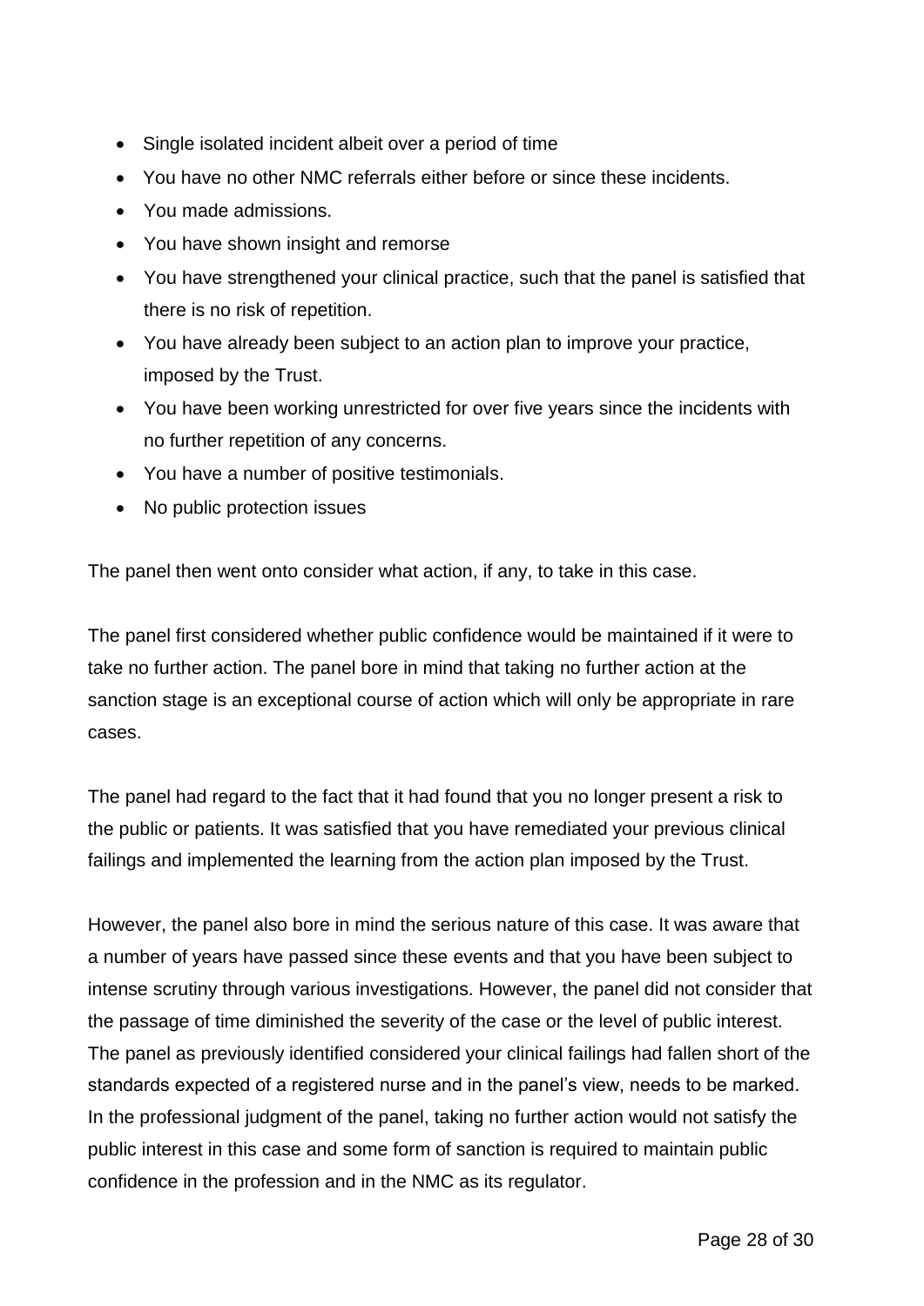- Single isolated incident albeit over a period of time
- You have no other NMC referrals either before or since these incidents.
- You made admissions.
- You have shown insight and remorse
- You have strengthened your clinical practice, such that the panel is satisfied that there is no risk of repetition.
- You have already been subject to an action plan to improve your practice, imposed by the Trust.
- You have been working unrestricted for over five years since the incidents with no further repetition of any concerns.
- You have a number of positive testimonials.
- No public protection issues

The panel then went onto consider what action, if any, to take in this case.

The panel first considered whether public confidence would be maintained if it were to take no further action. The panel bore in mind that taking no further action at the sanction stage is an exceptional course of action which will only be appropriate in rare cases.

The panel had regard to the fact that it had found that you no longer present a risk to the public or patients. It was satisfied that you have remediated your previous clinical failings and implemented the learning from the action plan imposed by the Trust.

However, the panel also bore in mind the serious nature of this case. It was aware that a number of years have passed since these events and that you have been subject to intense scrutiny through various investigations. However, the panel did not consider that the passage of time diminished the severity of the case or the level of public interest. The panel as previously identified considered your clinical failings had fallen short of the standards expected of a registered nurse and in the panel's view, needs to be marked. In the professional judgment of the panel, taking no further action would not satisfy the public interest in this case and some form of sanction is required to maintain public confidence in the profession and in the NMC as its regulator.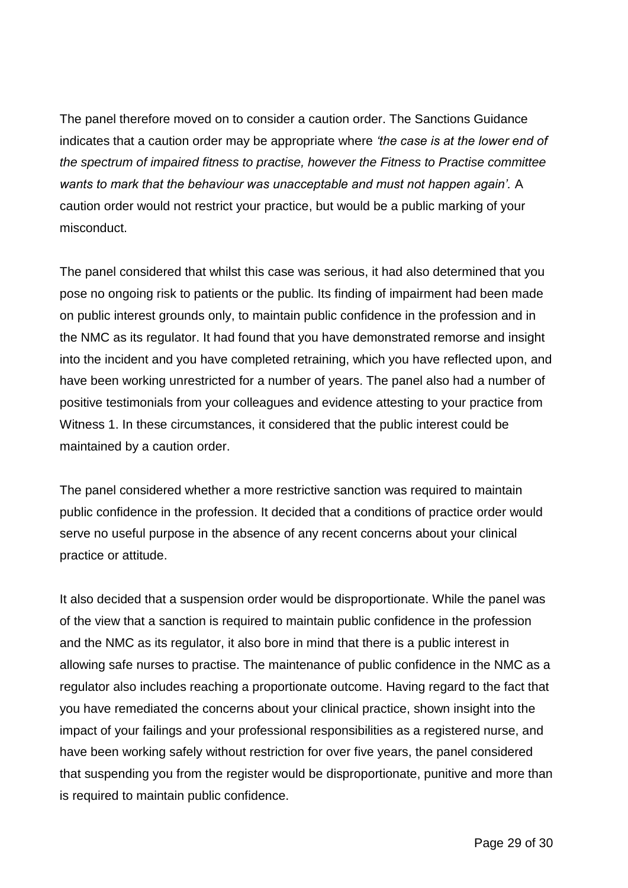The panel therefore moved on to consider a caution order. The Sanctions Guidance indicates that a caution order may be appropriate where *'the case is at the lower end of the spectrum of impaired fitness to practise, however the Fitness to Practise committee wants to mark that the behaviour was unacceptable and must not happen again'.* A caution order would not restrict your practice, but would be a public marking of your misconduct.

The panel considered that whilst this case was serious, it had also determined that you pose no ongoing risk to patients or the public. Its finding of impairment had been made on public interest grounds only, to maintain public confidence in the profession and in the NMC as its regulator. It had found that you have demonstrated remorse and insight into the incident and you have completed retraining, which you have reflected upon, and have been working unrestricted for a number of years. The panel also had a number of positive testimonials from your colleagues and evidence attesting to your practice from Witness 1. In these circumstances, it considered that the public interest could be maintained by a caution order.

The panel considered whether a more restrictive sanction was required to maintain public confidence in the profession. It decided that a conditions of practice order would serve no useful purpose in the absence of any recent concerns about your clinical practice or attitude.

It also decided that a suspension order would be disproportionate. While the panel was of the view that a sanction is required to maintain public confidence in the profession and the NMC as its regulator, it also bore in mind that there is a public interest in allowing safe nurses to practise. The maintenance of public confidence in the NMC as a regulator also includes reaching a proportionate outcome. Having regard to the fact that you have remediated the concerns about your clinical practice, shown insight into the impact of your failings and your professional responsibilities as a registered nurse, and have been working safely without restriction for over five years, the panel considered that suspending you from the register would be disproportionate, punitive and more than is required to maintain public confidence.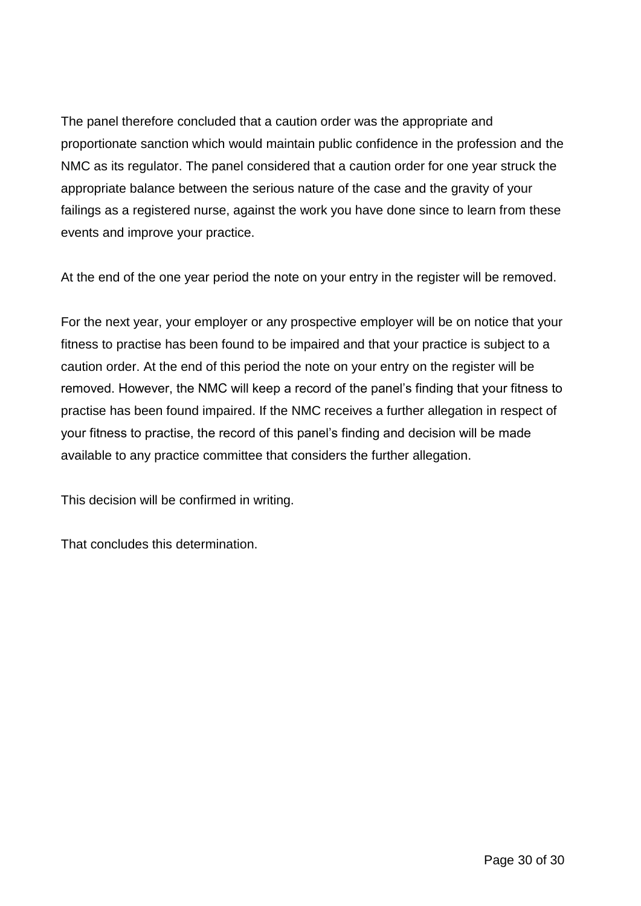The panel therefore concluded that a caution order was the appropriate and proportionate sanction which would maintain public confidence in the profession and the NMC as its regulator. The panel considered that a caution order for one year struck the appropriate balance between the serious nature of the case and the gravity of your failings as a registered nurse, against the work you have done since to learn from these events and improve your practice.

At the end of the one year period the note on your entry in the register will be removed.

For the next year, your employer or any prospective employer will be on notice that your fitness to practise has been found to be impaired and that your practice is subject to a caution order. At the end of this period the note on your entry on the register will be removed. However, the NMC will keep a record of the panel's finding that your fitness to practise has been found impaired. If the NMC receives a further allegation in respect of your fitness to practise, the record of this panel's finding and decision will be made available to any practice committee that considers the further allegation.

This decision will be confirmed in writing.

That concludes this determination.